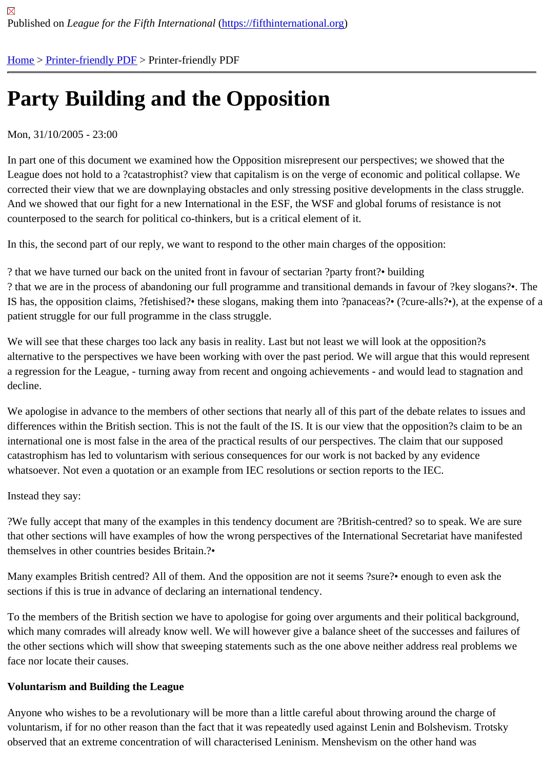Published on *League for the Fifth International* (https://fifthinternational.org)

Home > Printer-friendly PDF > Printer-friendly PDF

# Party Building and the Opposition

Mon, 31/10/2005 - 23:00

In part one of this document we examined how the Opposition misrepresent our perspectives; we showed that the League does not hold to a ?catastrophist? view that capitalism is on the verge of economic and political collapse. We corrected their view that we are downplaying obstacles and only stressing positive developments in the class struggle. And we showed that our fight for a new International in the ESF, the WSF and global forums of resistance is not counterposed to the search for political co-thinkers, but is a critical element of it.

In this, the second part of our reply, we want to respond to the other main charges of the opposition:

? that we have turned our back on the united front in favour of sectarian ?party front?• building
? that we are in the process of abandoning our full programme and transitional demands in favour of ?key slogans?•. The IS has, the opposition claims, ?fetishised?• these slogans, making them into ?panaceas?• (?cure-alls?•), at the expense of a patient struggle for our full programme in the class struggle.

We will see that these charges too lack any basis in reality. Last but not least we will look at the opposition?s alternative to the perspectives we have been working with over the past period. We will argue that this would represent a regression for the League, - turning away from recent and ongoing achievements - and would lead to stagnation and decline.

We apologise in advance to the members of other sections that nearly all of this part of the debate relates to issues and differences within the British section. This is not the fault of the IS. It is our view that the opposition?s claim to be an international one is most false in the area of the practical results of our perspectives. The claim that our supposed catastrophism has led to voluntarism with serious consequences for our work is not backed by any evidence whatsoever. Not even a quotation or an example from IEC resolutions or section reports to the IEC.

Instead they say:

?We fully accept that many of the examples in this tendency document are ?British-centred? so to speak. We are sure that other sections will have examples of how the wrong perspectives of the International Secretariat have manifested themselves in other countries besides Britain.?•

Many examples British centred? All of them. And the opposition are not it seems ?sure?• enough to even ask the sections if this is true in advance of declaring an international tendency.

To the members of the British section we have to apologise for going over arguments and their political background, which many comrades will already know well. We will however give a balance sheet of the successes and failures of the other sections which will show that sweeping statements such as the one above neither address real problems we face nor locate their causes.

**Voluntarism and Building the League**

Anyone who wishes to be a revolutionary will be more than a little careful about throwing around the charge of voluntarism, if for no other reason than the fact that it was repeatedly used against Lenin and Bolshevism. Trotsky observed that an extreme concentration of will characterised Leninism. Menshevism on the other hand was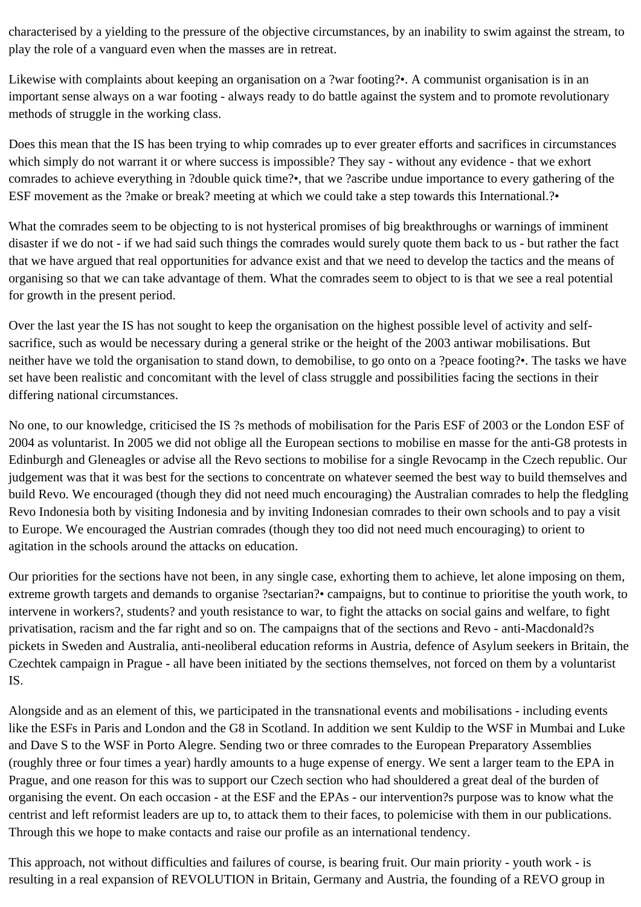characterised by a yielding to the pressure of the objective circumstances, by an inability to swim against the stream, to play the role of a vanguard even when the masses are in retreat.

Likewise with complaints about keeping an organisation on a ?war footing?•. A communist organisation is in an important sense always on a war footing - always ready to do battle against the system and to promote revolutionary methods of struggle in the working class.

Does this mean that the IS has been trying to whip comrades up to ever greater efforts and sacrifices in circumstances which simply do not warrant it or where success is impossible? They say - without any evidence - that we exhort comrades to achieve everything in ?double quick time?•, that we ?ascribe undue importance to every gathering of the ESF movement as the ?make or break? meeting at which we could take a step towards this International.?•

What the comrades seem to be objecting to is not hysterical promises of big breakthroughs or warnings of imminent disaster if we do not - if we had said such things the comrades would surely quote them back to us - but rather the fact that we have argued that real opportunities for advance exist and that we need to develop the tactics and the means of organising so that we can take advantage of them. What the comrades seem to object to is that we see a real potential for growth in the present period.

Over the last year the IS has not sought to keep the organisation on the highest possible level of activity and self-sacrifice, such as would be necessary during a general strike or the height of the 2003 antiwar mobilisations. But neither have we told the organisation to stand down, to demobilise, to go onto on a ?peace footing?•. The tasks we have set have been realistic and concomitant with the level of class struggle and possibilities facing the sections in their differing national circumstances.

No one, to our knowledge, criticised the IS ?s methods of mobilisation for the Paris ESF of 2003 or the London ESF of 2004 as voluntarist. In 2005 we did not oblige all the European sections to mobilise en masse for the anti-G8 protests in Edinburgh and Gleneagles or advise all the Revo sections to mobilise for a single Revocamp in the Czech republic. Our judgement was that it was best for the sections to concentrate on whatever seemed the best way to build themselves and build Revo. We encouraged (though they did not need much encouraging) the Australian comrades to help the fledgling Revo Indonesia both by visiting Indonesia and by inviting Indonesian comrades to their own schools and to pay a visit to Europe. We encouraged the Austrian comrades (though they too did not need much encouraging) to orient to agitation in the schools around the attacks on education.

Our priorities for the sections have not been, in any single case, exhorting them to achieve, let alone imposing on them, extreme growth targets and demands to organise ?sectarian?• campaigns, but to continue to prioritise the youth work, to intervene in workers?, students? and youth resistance to war, to fight the attacks on social gains and welfare, to fight privatisation, racism and the far right and so on. The campaigns that of the sections and Revo - anti-Macdonald?s pickets in Sweden and Australia, anti-neoliberal education reforms in Austria, defence of Asylum seekers in Britain, the Czechtek campaign in Prague - all have been initiated by the sections themselves, not forced on them by a voluntarist IS.

Alongside and as an element of this, we participated in the transnational events and mobilisations - including events like the ESFs in Paris and London and the G8 in Scotland. In addition we sent Kuldip to the WSF in Mumbai and Luke and Dave S to the WSF in Porto Alegre. Sending two or three comrades to the European Preparatory Assemblies (roughly three or four times a year) hardly amounts to a huge expense of energy. We sent a larger team to the EPA in Prague, and one reason for this was to support our Czech section who had shouldered a great deal of the burden of organising the event. On each occasion - at the ESF and the EPAs - our intervention?s purpose was to know what the centrist and left reformist leaders are up to, to attack them to their faces, to polemicise with them in our publications. Through this we hope to make contacts and raise our profile as an international tendency.

This approach, not without difficulties and failures of course, is bearing fruit. Our main priority - youth work - is resulting in a real expansion of REVOLUTION in Britain, Germany and Austria, the founding of a REVO group in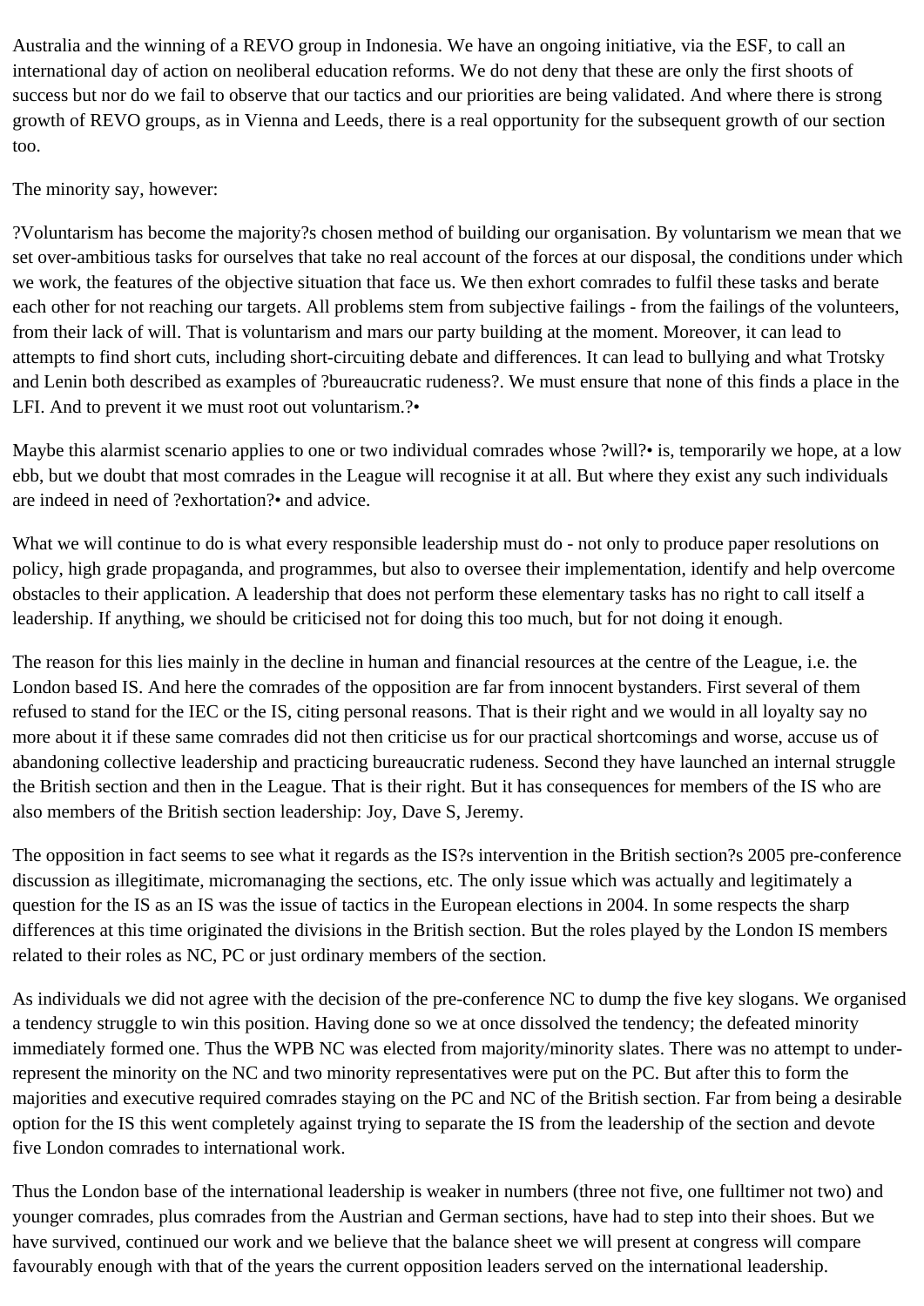Australia and the winning of a REVO group in Indonesia. We have an ongoing initiative, via the ESF, to call an international day of action on neoliberal education reforms. We do not deny that these are only the first shoots of success but nor do we fail to observe that our tactics and our priorities are being validated. And where there is strong growth of REVO groups, as in Vienna and Leeds, there is a real opportunity for the subsequent growth of our section too.

The minority say, however:

?Voluntarism has become the majority?s chosen method of building our organisation. By voluntarism we mean that we set over-ambitious tasks for ourselves that take no real account of the forces at our disposal, the conditions under which we work, the features of the objective situation that face us. We then exhort comrades to fulfil these tasks and berate each other for not reaching our targets. All problems stem from subjective failings - from the failings of the volunteers, from their lack of will. That is voluntarism and mars our party building at the moment. Moreover, it can lead to attempts to find short cuts, including short-circuiting debate and differences. It can lead to bullying and what Trotsky and Lenin both described as examples of ?bureaucratic rudeness?. We must ensure that none of this finds a place in the LFI. And to prevent it we must root out voluntarism.?•

Maybe this alarmist scenario applies to one or two individual comrades whose ?will?• is, temporarily we hope, at a low ebb, but we doubt that most comrades in the League will recognise it at all. But where they exist any such individuals are indeed in need of ?exhortation?• and advice.

What we will continue to do is what every responsible leadership must do - not only to produce paper resolutions on policy, high grade propaganda, and programmes, but also to oversee their implementation, identify and help overcome obstacles to their application. A leadership that does not perform these elementary tasks has no right to call itself a leadership. If anything, we should be criticised not for doing this too much, but for not doing it enough.

The reason for this lies mainly in the decline in human and financial resources at the centre of the League, i.e. the London based IS. And here the comrades of the opposition are far from innocent bystanders. First several of them refused to stand for the IEC or the IS, citing personal reasons. That is their right and we would in all loyalty say no more about it if these same comrades did not then criticise us for our practical shortcomings and worse, accuse us of abandoning collective leadership and practicing bureaucratic rudeness. Second they have launched an internal struggle the British section and then in the League. That is their right. But it has consequences for members of the IS who are also members of the British section leadership: Joy, Dave S, Jeremy.

The opposition in fact seems to see what it regards as the IS?s intervention in the British section?s 2005 pre-conference discussion as illegitimate, micromanaging the sections, etc. The only issue which was actually and legitimately a question for the IS as an IS was the issue of tactics in the European elections in 2004. In some respects the sharp differences at this time originated the divisions in the British section. But the roles played by the London IS members related to their roles as NC, PC or just ordinary members of the section.

As individuals we did not agree with the decision of the pre-conference NC to dump the five key slogans. We organised a tendency struggle to win this position. Having done so we at once dissolved the tendency; the defeated minority immediately formed one. Thus the WPB NC was elected from majority/minority slates. There was no attempt to under-represent the minority on the NC and two minority representatives were put on the PC. But after this to form the majorities and executive required comrades staying on the PC and NC of the British section. Far from being a desirable option for the IS this went completely against trying to separate the IS from the leadership of the section and devote five London comrades to international work.

Thus the London base of the international leadership is weaker in numbers (three not five, one fulltimer not two) and younger comrades, plus comrades from the Austrian and German sections, have had to step into their shoes. But we have survived, continued our work and we believe that the balance sheet we will present at congress will compare favourably enough with that of the years the current opposition leaders served on the international leadership.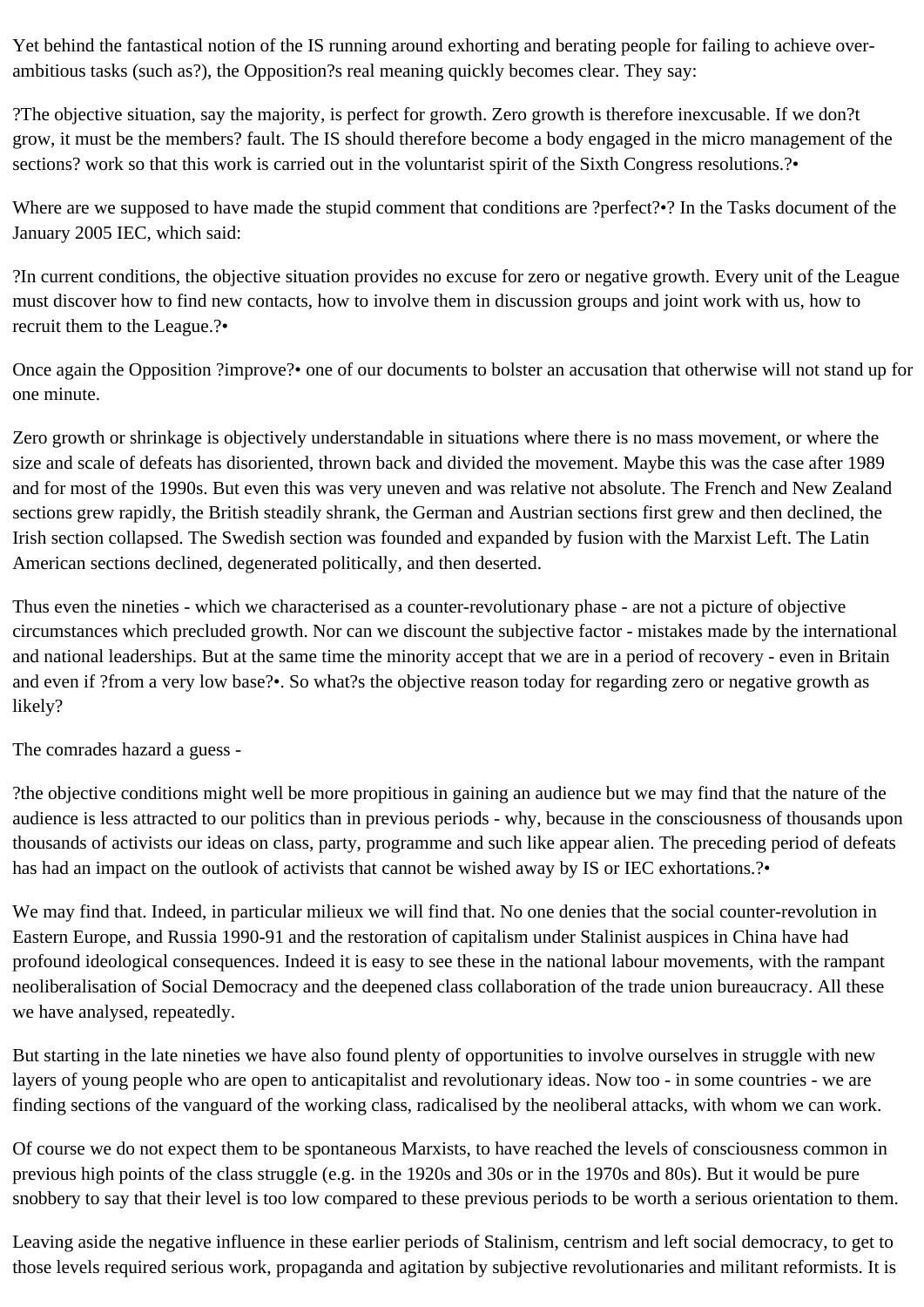Yet behind the fantastical notion of the IS running around exhorting and berating people for failing to achieve over-ambitious tasks (such as?), the Opposition?s real meaning quickly becomes clear. They say:

?The objective situation, say the majority, is perfect for growth. Zero growth is therefore inexcusable. If we don?t grow, it must be the members? fault. The IS should therefore become a body engaged in the micro management of the sections? work so that this work is carried out in the voluntarist spirit of the Sixth Congress resolutions.?•

Where are we supposed to have made the stupid comment that conditions are ?perfect?•? In the Tasks document of the January 2005 IEC, which said:

?In current conditions, the objective situation provides no excuse for zero or negative growth. Every unit of the League must discover how to find new contacts, how to involve them in discussion groups and joint work with us, how to recruit them to the League.?•

Once again the Opposition ?improve?• one of our documents to bolster an accusation that otherwise will not stand up for one minute.

Zero growth or shrinkage is objectively understandable in situations where there is no mass movement, or where the size and scale of defeats has disoriented, thrown back and divided the movement. Maybe this was the case after 1989 and for most of the 1990s. But even this was very uneven and was relative not absolute. The French and New Zealand sections grew rapidly, the British steadily shrank, the German and Austrian sections first grew and then declined, the Irish section collapsed. The Swedish section was founded and expanded by fusion with the Marxist Left. The Latin American sections declined, degenerated politically, and then deserted.

Thus even the nineties - which we characterised as a counter-revolutionary phase - are not a picture of objective circumstances which precluded growth. Nor can we discount the subjective factor - mistakes made by the international and national leaderships. But at the same time the minority accept that we are in a period of recovery - even in Britain and even if ?from a very low base?•. So what?s the objective reason today for regarding zero or negative growth as likely?

The comrades hazard a guess -

?the objective conditions might well be more propitious in gaining an audience but we may find that the nature of the audience is less attracted to our politics than in previous periods - why, because in the consciousness of thousands upon thousands of activists our ideas on class, party, programme and such like appear alien. The preceding period of defeats has had an impact on the outlook of activists that cannot be wished away by IS or IEC exhortations.?•

We may find that. Indeed, in particular milieux we will find that. No one denies that the social counter-revolution in Eastern Europe, and Russia 1990-91 and the restoration of capitalism under Stalinist auspices in China have had profound ideological consequences. Indeed it is easy to see these in the national labour movements, with the rampant neoliberalisation of Social Democracy and the deepened class collaboration of the trade union bureaucracy. All these we have analysed, repeatedly.

But starting in the late nineties we have also found plenty of opportunities to involve ourselves in struggle with new layers of young people who are open to anticapitalist and revolutionary ideas. Now too - in some countries - we are finding sections of the vanguard of the working class, radicalised by the neoliberal attacks, with whom we can work.

Of course we do not expect them to be spontaneous Marxists, to have reached the levels of consciousness common in previous high points of the class struggle (e.g. in the 1920s and 30s or in the 1970s and 80s). But it would be pure snobbery to say that their level is too low compared to these previous periods to be worth a serious orientation to them.

Leaving aside the negative influence in these earlier periods of Stalinism, centrism and left social democracy, to get to those levels required serious work, propaganda and agitation by subjective revolutionaries and militant reformists. It is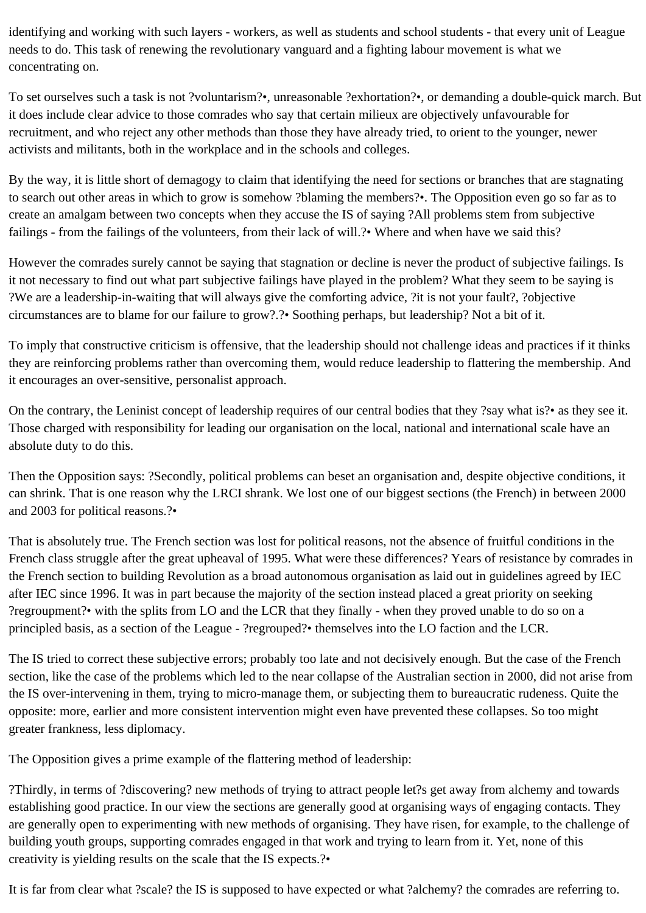identifying and working with such layers - workers, as well as students and school students - that every unit of League needs to do. This task of renewing the revolutionary vanguard and a fighting labour movement is what we concentrating on.

To set ourselves such a task is not ?voluntarism?•, unreasonable ?exhortation?•, or demanding a double-quick march. But it does include clear advice to those comrades who say that certain milieux are objectively unfavourable for recruitment, and who reject any other methods than those they have already tried, to orient to the younger, newer activists and militants, both in the workplace and in the schools and colleges.

By the way, it is little short of demagogy to claim that identifying the need for sections or branches that are stagnating to search out other areas in which to grow is somehow ?blaming the members?•. The Opposition even go so far as to create an amalgam between two concepts when they accuse the IS of saying ?All problems stem from subjective failings - from the failings of the volunteers, from their lack of will.?• Where and when have we said this?

However the comrades surely cannot be saying that stagnation or decline is never the product of subjective failings. Is it not necessary to find out what part subjective failings have played in the problem? What they seem to be saying is ?We are a leadership-in-waiting that will always give the comforting advice, ?it is not your fault?, ?objective circumstances are to blame for our failure to grow?.?• Soothing perhaps, but leadership? Not a bit of it.

To imply that constructive criticism is offensive, that the leadership should not challenge ideas and practices if it thinks they are reinforcing problems rather than overcoming them, would reduce leadership to flattering the membership. And it encourages an over-sensitive, personalist approach.

On the contrary, the Leninist concept of leadership requires of our central bodies that they ?say what is?• as they see it. Those charged with responsibility for leading our organisation on the local, national and international scale have an absolute duty to do this.

Then the Opposition says: ?Secondly, political problems can beset an organisation and, despite objective conditions, it can shrink. That is one reason why the LRCI shrank. We lost one of our biggest sections (the French) in between 2000 and 2003 for political reasons.?•

That is absolutely true. The French section was lost for political reasons, not the absence of fruitful conditions in the French class struggle after the great upheaval of 1995. What were these differences? Years of resistance by comrades in the French section to building Revolution as a broad autonomous organisation as laid out in guidelines agreed by IEC after IEC since 1996. It was in part because the majority of the section instead placed a great priority on seeking ?regroupment?• with the splits from LO and the LCR that they finally - when they proved unable to do so on a principled basis, as a section of the League - ?regrouped?• themselves into the LO faction and the LCR.

The IS tried to correct these subjective errors; probably too late and not decisively enough. But the case of the French section, like the case of the problems which led to the near collapse of the Australian section in 2000, did not arise from the IS over-intervening in them, trying to micro-manage them, or subjecting them to bureaucratic rudeness. Quite the opposite: more, earlier and more consistent intervention might even have prevented these collapses. So too might greater frankness, less diplomacy.

The Opposition gives a prime example of the flattering method of leadership:

?Thirdly, in terms of ?discovering? new methods of trying to attract people let?s get away from alchemy and towards establishing good practice. In our view the sections are generally good at organising ways of engaging contacts. They are generally open to experimenting with new methods of organising. They have risen, for example, to the challenge of building youth groups, supporting comrades engaged in that work and trying to learn from it. Yet, none of this creativity is yielding results on the scale that the IS expects.?•

It is far from clear what ?scale? the IS is supposed to have expected or what ?alchemy? the comrades are referring to.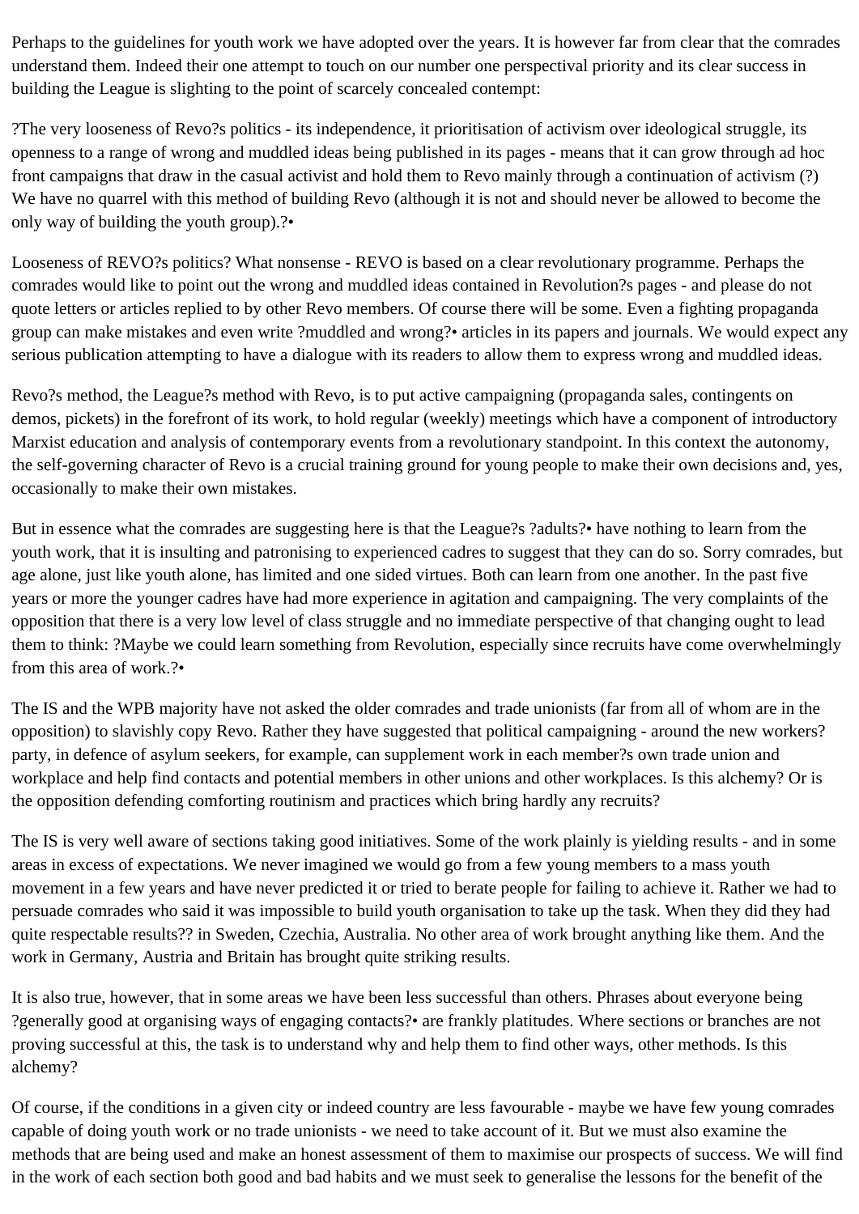Perhaps to the guidelines for youth work we have adopted over the years. It is however far from clear that the comrades understand them. Indeed their one attempt to touch on our number one perspectival priority and its clear success in building the League is slighting to the point of scarcely concealed contempt:

?The very looseness of Revo?s politics - its independence, it prioritisation of activism over ideological struggle, its openness to a range of wrong and muddled ideas being published in its pages - means that it can grow through ad hoc front campaigns that draw in the casual activist and hold them to Revo mainly through a continuation of activism (?) We have no quarrel with this method of building Revo (although it is not and should never be allowed to become the only way of building the youth group).?•

Looseness of REVO?s politics? What nonsense - REVO is based on a clear revolutionary programme. Perhaps the comrades would like to point out the wrong and muddled ideas contained in Revolution?s pages - and please do not quote letters or articles replied to by other Revo members. Of course there will be some. Even a fighting propaganda group can make mistakes and even write ?muddled and wrong?• articles in its papers and journals. We would expect any serious publication attempting to have a dialogue with its readers to allow them to express wrong and muddled ideas.

Revo?s method, the League?s method with Revo, is to put active campaigning (propaganda sales, contingents on demos, pickets) in the forefront of its work, to hold regular (weekly) meetings which have a component of introductory Marxist education and analysis of contemporary events from a revolutionary standpoint. In this context the autonomy, the self-governing character of Revo is a crucial training ground for young people to make their own decisions and, yes, occasionally to make their own mistakes.

But in essence what the comrades are suggesting here is that the League?s ?adults?• have nothing to learn from the youth work, that it is insulting and patronising to experienced cadres to suggest that they can do so. Sorry comrades, but age alone, just like youth alone, has limited and one sided virtues. Both can learn from one another. In the past five years or more the younger cadres have had more experience in agitation and campaigning. The very complaints of the opposition that there is a very low level of class struggle and no immediate perspective of that changing ought to lead them to think: ?Maybe we could learn something from Revolution, especially since recruits have come overwhelmingly from this area of work.?•

The IS and the WPB majority have not asked the older comrades and trade unionists (far from all of whom are in the opposition) to slavishly copy Revo. Rather they have suggested that political campaigning - around the new workers? party, in defence of asylum seekers, for example, can supplement work in each member?s own trade union and workplace and help find contacts and potential members in other unions and other workplaces. Is this alchemy? Or is the opposition defending comforting routinism and practices which bring hardly any recruits?

The IS is very well aware of sections taking good initiatives. Some of the work plainly is yielding results - and in some areas in excess of expectations. We never imagined we would go from a few young members to a mass youth movement in a few years and have never predicted it or tried to berate people for failing to achieve it. Rather we had to persuade comrades who said it was impossible to build youth organisation to take up the task. When they did they had quite respectable results?? in Sweden, Czechia, Australia. No other area of work brought anything like them. And the work in Germany, Austria and Britain has brought quite striking results.

It is also true, however, that in some areas we have been less successful than others. Phrases about everyone being ?generally good at organising ways of engaging contacts?• are frankly platitudes. Where sections or branches are not proving successful at this, the task is to understand why and help them to find other ways, other methods. Is this alchemy?

Of course, if the conditions in a given city or indeed country are less favourable - maybe we have few young comrades capable of doing youth work or no trade unionists - we need to take account of it. But we must also examine the methods that are being used and make an honest assessment of them to maximise our prospects of success. We will find in the work of each section both good and bad habits and we must seek to generalise the lessons for the benefit of the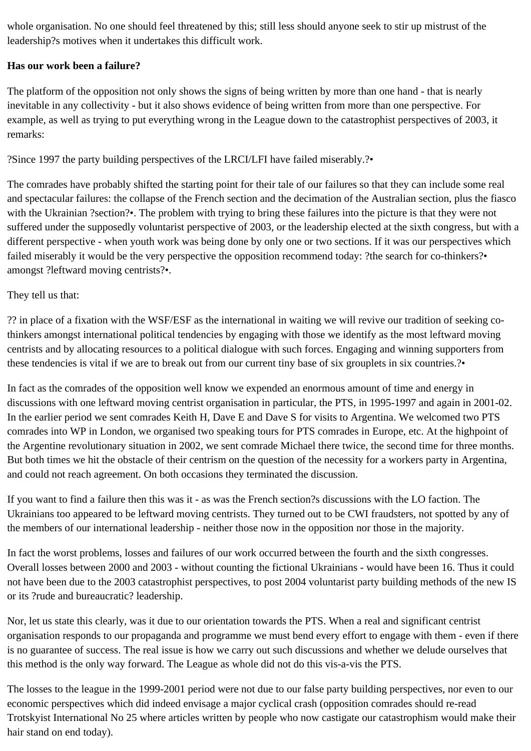whole organisation. No one should feel threatened by this; still less should anyone seek to stir up mistrust of the leadership?s motives when it undertakes this difficult work.

**Has our work been a failure?**

The platform of the opposition not only shows the signs of being written by more than one hand - that is nearly inevitable in any collectivity - but it also shows evidence of being written from more than one perspective. For example, as well as trying to put everything wrong in the League down to the catastrophist perspectives of 2003, it remarks:

?Since 1997 the party building perspectives of the LRCI/LFI have failed miserably.?•

The comrades have probably shifted the starting point for their tale of our failures so that they can include some real and spectacular failures: the collapse of the French section and the decimation of the Australian section, plus the fiasco with the Ukrainian ?section?•. The problem with trying to bring these failures into the picture is that they were not suffered under the supposedly voluntarist perspective of 2003, or the leadership elected at the sixth congress, but with a different perspective - when youth work was being done by only one or two sections. If it was our perspectives which failed miserably it would be the very perspective the opposition recommend today: ?the search for co-thinkers?• amongst ?leftward moving centrists?•.

They tell us that:

?? in place of a fixation with the WSF/ESF as the international in waiting we will revive our tradition of seeking co-thinkers amongst international political tendencies by engaging with those we identify as the most leftward moving centrists and by allocating resources to a political dialogue with such forces. Engaging and winning supporters from these tendencies is vital if we are to break out from our current tiny base of six grouplets in six countries.?•

In fact as the comrades of the opposition well know we expended an enormous amount of time and energy in discussions with one leftward moving centrist organisation in particular, the PTS, in 1995-1997 and again in 2001-02. In the earlier period we sent comrades Keith H, Dave E and Dave S for visits to Argentina. We welcomed two PTS comrades into WP in London, we organised two speaking tours for PTS comrades in Europe, etc. At the highpoint of the Argentine revolutionary situation in 2002, we sent comrade Michael there twice, the second time for three months. But both times we hit the obstacle of their centrism on the question of the necessity for a workers party in Argentina, and could not reach agreement. On both occasions they terminated the discussion.

If you want to find a failure then this was it - as was the French section?s discussions with the LO faction. The Ukrainians too appeared to be leftward moving centrists. They turned out to be CWI fraudsters, not spotted by any of the members of our international leadership - neither those now in the opposition nor those in the majority.

In fact the worst problems, losses and failures of our work occurred between the fourth and the sixth congresses. Overall losses between 2000 and 2003 - without counting the fictional Ukrainians - would have been 16. Thus it could not have been due to the 2003 catastrophist perspectives, to post 2004 voluntarist party building methods of the new IS or its ?rude and bureaucratic? leadership.

Nor, let us state this clearly, was it due to our orientation towards the PTS. When a real and significant centrist organisation responds to our propaganda and programme we must bend every effort to engage with them - even if there is no guarantee of success. The real issue is how we carry out such discussions and whether we delude ourselves that this method is the only way forward. The League as whole did not do this vis-a-vis the PTS.

The losses to the league in the 1999-2001 period were not due to our false party building perspectives, nor even to our economic perspectives which did indeed envisage a major cyclical crash (opposition comrades should re-read Trotskyist International No 25 where articles written by people who now castigate our catastrophism would make their hair stand on end today).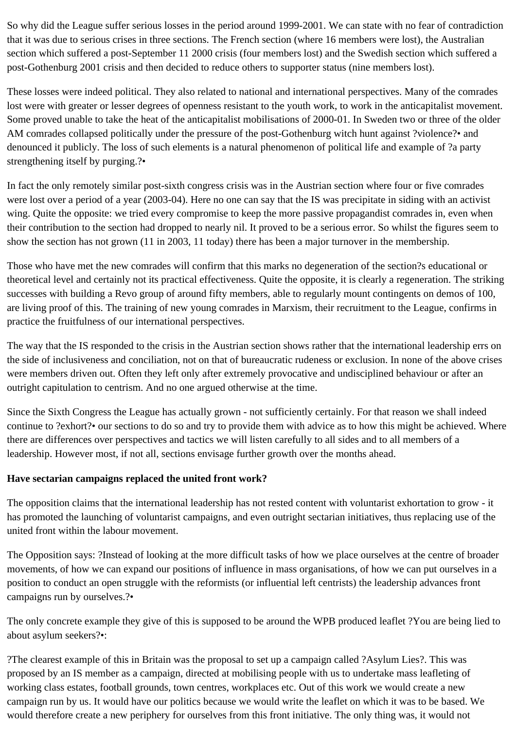So why did the League suffer serious losses in the period around 1999-2001. We can state with no fear of contradiction that it was due to serious crises in three sections. The French section (where 16 members were lost), the Australian section which suffered a post-September 11 2000 crisis (four members lost) and the Swedish section which suffered a post-Gothenburg 2001 crisis and then decided to reduce others to supporter status (nine members lost).

These losses were indeed political. They also related to national and international perspectives. Many of the comrades lost were with greater or lesser degrees of openness resistant to the youth work, to work in the anticapitalist movement. Some proved unable to take the heat of the anticapitalist mobilisations of 2000-01. In Sweden two or three of the older AM comrades collapsed politically under the pressure of the post-Gothenburg witch hunt against ?violence?• and denounced it publicly. The loss of such elements is a natural phenomenon of political life and example of ?a party strengthening itself by purging.?•

In fact the only remotely similar post-sixth congress crisis was in the Austrian section where four or five comrades were lost over a period of a year (2003-04). Here no one can say that the IS was precipitate in siding with an activist wing. Quite the opposite: we tried every compromise to keep the more passive propagandist comrades in, even when their contribution to the section had dropped to nearly nil. It proved to be a serious error. So whilst the figures seem to show the section has not grown (11 in 2003, 11 today) there has been a major turnover in the membership.

Those who have met the new comrades will confirm that this marks no degeneration of the section?s educational or theoretical level and certainly not its practical effectiveness. Quite the opposite, it is clearly a regeneration. The striking successes with building a Revo group of around fifty members, able to regularly mount contingents on demos of 100, are living proof of this. The training of new young comrades in Marxism, their recruitment to the League, confirms in practice the fruitfulness of our international perspectives.

The way that the IS responded to the crisis in the Austrian section shows rather that the international leadership errs on the side of inclusiveness and conciliation, not on that of bureaucratic rudeness or exclusion. In none of the above crises were members driven out. Often they left only after extremely provocative and undisciplined behaviour or after an outright capitulation to centrism. And no one argued otherwise at the time.

Since the Sixth Congress the League has actually grown - not sufficiently certainly. For that reason we shall indeed continue to ?exhort?• our sections to do so and try to provide them with advice as to how this might be achieved. Where there are differences over perspectives and tactics we will listen carefully to all sides and to all members of a leadership. However most, if not all, sections envisage further growth over the months ahead.

**Have sectarian campaigns replaced the united front work?**

The opposition claims that the international leadership has not rested content with voluntarist exhortation to grow - it has promoted the launching of voluntarist campaigns, and even outright sectarian initiatives, thus replacing use of the united front within the labour movement.

The Opposition says: ?Instead of looking at the more difficult tasks of how we place ourselves at the centre of broader movements, of how we can expand our positions of influence in mass organisations, of how we can put ourselves in a position to conduct an open struggle with the reformists (or influential left centrists) the leadership advances front campaigns run by ourselves.?•

The only concrete example they give of this is supposed to be around the WPB produced leaflet ?You are being lied to about asylum seekers?•:

?The clearest example of this in Britain was the proposal to set up a campaign called ?Asylum Lies?. This was proposed by an IS member as a campaign, directed at mobilising people with us to undertake mass leafleting of working class estates, football grounds, town centres, workplaces etc. Out of this work we would create a new campaign run by us. It would have our politics because we would write the leaflet on which it was to be based. We would therefore create a new periphery for ourselves from this front initiative. The only thing was, it would not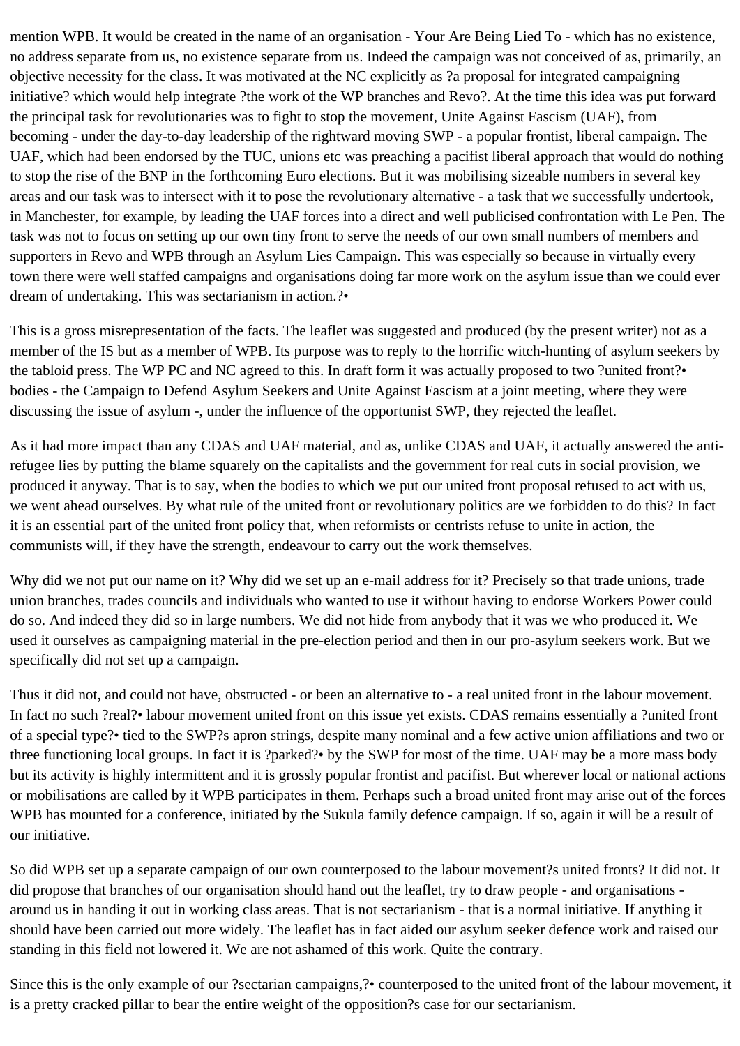mention WPB. It would be created in the name of an organisation - Your Are Being Lied To - which has no existence, no address separate from us, no existence separate from us. Indeed the campaign was not conceived of as, primarily, an objective necessity for the class. It was motivated at the NC explicitly as ?a proposal for integrated campaigning initiative? which would help integrate ?the work of the WP branches and Revo?. At the time this idea was put forward the principal task for revolutionaries was to fight to stop the movement, Unite Against Fascism (UAF), from becoming - under the day-to-day leadership of the rightward moving SWP - a popular frontist, liberal campaign. The UAF, which had been endorsed by the TUC, unions etc was preaching a pacifist liberal approach that would do nothing to stop the rise of the BNP in the forthcoming Euro elections. But it was mobilising sizeable numbers in several key areas and our task was to intersect with it to pose the revolutionary alternative - a task that we successfully undertook, in Manchester, for example, by leading the UAF forces into a direct and well publicised confrontation with Le Pen. The task was not to focus on setting up our own tiny front to serve the needs of our own small numbers of members and supporters in Revo and WPB through an Asylum Lies Campaign. This was especially so because in virtually every town there were well staffed campaigns and organisations doing far more work on the asylum issue than we could ever dream of undertaking. This was sectarianism in action.?•

This is a gross misrepresentation of the facts. The leaflet was suggested and produced (by the present writer) not as a member of the IS but as a member of WPB. Its purpose was to reply to the horrific witch-hunting of asylum seekers by the tabloid press. The WP PC and NC agreed to this. In draft form it was actually proposed to two ?united front?• bodies - the Campaign to Defend Asylum Seekers and Unite Against Fascism at a joint meeting, where they were discussing the issue of asylum -, under the influence of the opportunist SWP, they rejected the leaflet.

As it had more impact than any CDAS and UAF material, and as, unlike CDAS and UAF, it actually answered the anti-refugee lies by putting the blame squarely on the capitalists and the government for real cuts in social provision, we produced it anyway. That is to say, when the bodies to which we put our united front proposal refused to act with us, we went ahead ourselves. By what rule of the united front or revolutionary politics are we forbidden to do this? In fact it is an essential part of the united front policy that, when reformists or centrists refuse to unite in action, the communists will, if they have the strength, endeavour to carry out the work themselves.

Why did we not put our name on it? Why did we set up an e-mail address for it? Precisely so that trade unions, trade union branches, trades councils and individuals who wanted to use it without having to endorse Workers Power could do so. And indeed they did so in large numbers. We did not hide from anybody that it was we who produced it. We used it ourselves as campaigning material in the pre-election period and then in our pro-asylum seekers work. But we specifically did not set up a campaign.

Thus it did not, and could not have, obstructed - or been an alternative to - a real united front in the labour movement. In fact no such ?real?• labour movement united front on this issue yet exists. CDAS remains essentially a ?united front of a special type?• tied to the SWP?s apron strings, despite many nominal and a few active union affiliations and two or three functioning local groups. In fact it is ?parked?• by the SWP for most of the time. UAF may be a more mass body but its activity is highly intermittent and it is grossly popular frontist and pacifist. But wherever local or national actions or mobilisations are called by it WPB participates in them. Perhaps such a broad united front may arise out of the forces WPB has mounted for a conference, initiated by the Sukula family defence campaign. If so, again it will be a result of our initiative.

So did WPB set up a separate campaign of our own counterposed to the labour movement?s united fronts? It did not. It did propose that branches of our organisation should hand out the leaflet, try to draw people - and organisations - around us in handing it out in working class areas. That is not sectarianism - that is a normal initiative. If anything it should have been carried out more widely. The leaflet has in fact aided our asylum seeker defence work and raised our standing in this field not lowered it. We are not ashamed of this work. Quite the contrary.

Since this is the only example of our ?sectarian campaigns,?• counterposed to the united front of the labour movement, it is a pretty cracked pillar to bear the entire weight of the opposition?s case for our sectarianism.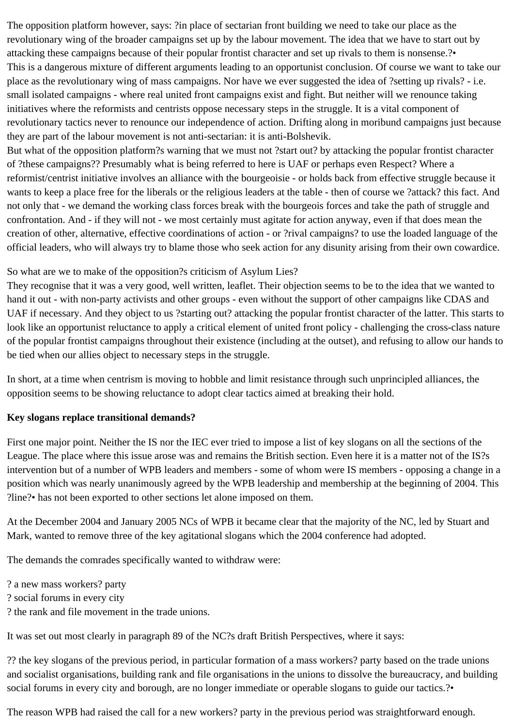The opposition platform however, says: ?in place of sectarian front building we need to take our place as the revolutionary wing of the broader campaigns set up by the labour movement. The idea that we have to start out by attacking these campaigns because of their popular frontist character and set up rivals to them is nonsense.?•

This is a dangerous mixture of different arguments leading to an opportunist conclusion. Of course we want to take our place as the revolutionary wing of mass campaigns. Nor have we ever suggested the idea of ?setting up rivals? - i.e. small isolated campaigns - where real united front campaigns exist and fight. But neither will we renounce taking initiatives where the reformists and centrists oppose necessary steps in the struggle. It is a vital component of revolutionary tactics never to renounce our independence of action. Drifting along in moribund campaigns just because they are part of the labour movement is not anti-sectarian: it is anti-Bolshevik.

But what of the opposition platform?s warning that we must not ?start out? by attacking the popular frontist character of ?these campaigns?? Presumably what is being referred to here is UAF or perhaps even Respect? Where a reformist/centrist initiative involves an alliance with the bourgeoisie - or holds back from effective struggle because it wants to keep a place free for the liberals or the religious leaders at the table - then of course we ?attack? this fact. And not only that - we demand the working class forces break with the bourgeois forces and take the path of struggle and confrontation. And - if they will not - we most certainly must agitate for action anyway, even if that does mean the creation of other, alternative, effective coordinations of action - or ?rival campaigns? to use the loaded language of the official leaders, who will always try to blame those who seek action for any disunity arising from their own cowardice.

So what are we to make of the opposition?s criticism of Asylum Lies?

They recognise that it was a very good, well written, leaflet. Their objection seems to be to the idea that we wanted to hand it out - with non-party activists and other groups - even without the support of other campaigns like CDAS and UAF if necessary. And they object to us ?starting out? attacking the popular frontist character of the latter. This starts to look like an opportunist reluctance to apply a critical element of united front policy - challenging the cross-class nature of the popular frontist campaigns throughout their existence (including at the outset), and refusing to allow our hands to be tied when our allies object to necessary steps in the struggle.

In short, at a time when centrism is moving to hobble and limit resistance through such unprincipled alliances, the opposition seems to be showing reluctance to adopt clear tactics aimed at breaking their hold.

**Key slogans replace transitional demands?**

First one major point. Neither the IS nor the IEC ever tried to impose a list of key slogans on all the sections of the League. The place where this issue arose was and remains the British section. Even here it is a matter not of the IS?s intervention but of a number of WPB leaders and members - some of whom were IS members - opposing a change in a position which was nearly unanimously agreed by the WPB leadership and membership at the beginning of 2004. This ?line?• has not been exported to other sections let alone imposed on them.

At the December 2004 and January 2005 NCs of WPB it became clear that the majority of the NC, led by Stuart and Mark, wanted to remove three of the key agitational slogans which the 2004 conference had adopted.

The demands the comrades specifically wanted to withdraw were:

? a new mass workers? party
? social forums in every city
? the rank and file movement in the trade unions.

It was set out most clearly in paragraph 89 of the NC?s draft British Perspectives, where it says:

?? the key slogans of the previous period, in particular formation of a mass workers? party based on the trade unions and socialist organisations, building rank and file organisations in the unions to dissolve the bureaucracy, and building social forums in every city and borough, are no longer immediate or operable slogans to guide our tactics.?•

The reason WPB had raised the call for a new workers? party in the previous period was straightforward enough.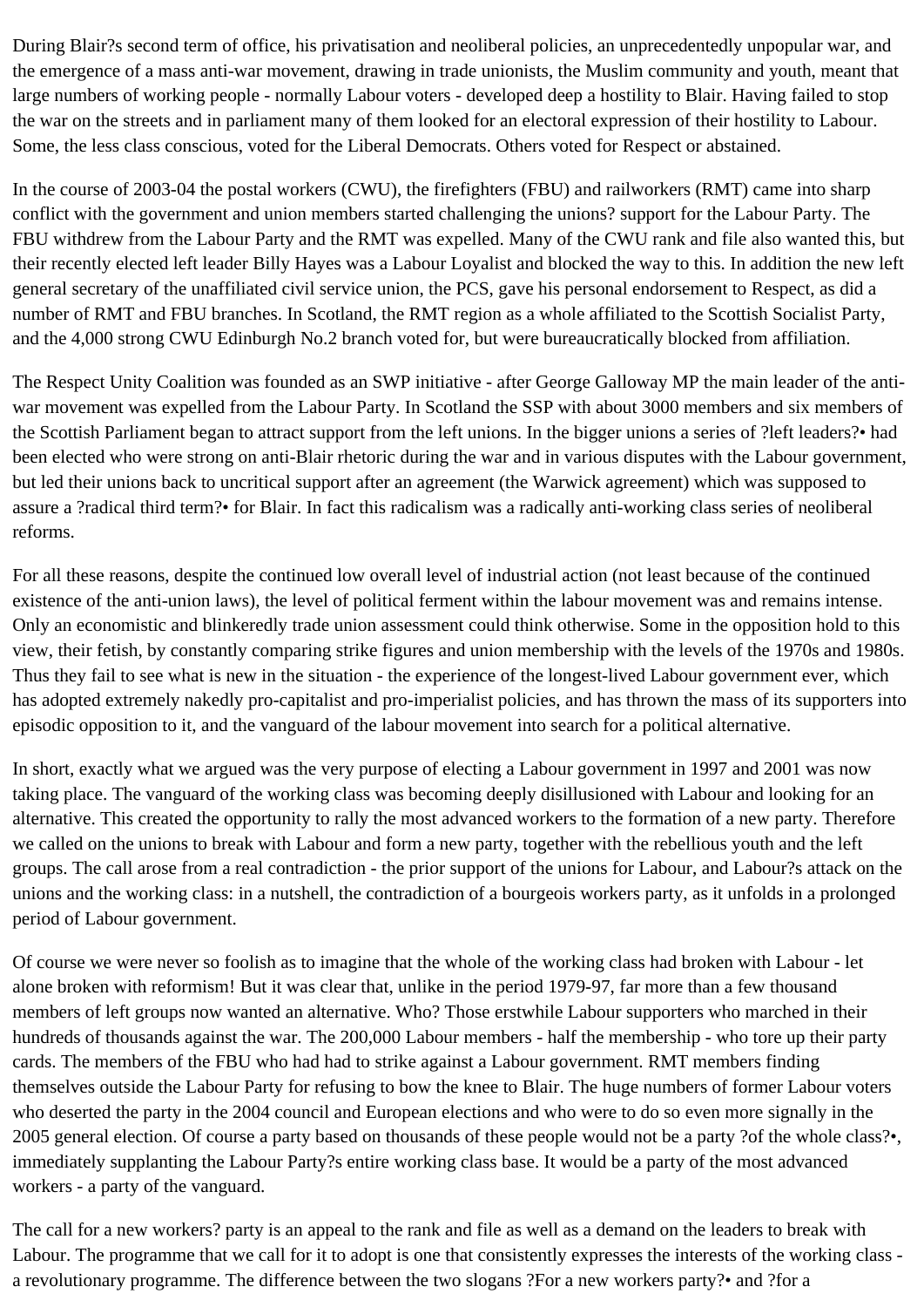During Blair?s second term of office, his privatisation and neoliberal policies, an unprecedentedly unpopular war, and the emergence of a mass anti-war movement, drawing in trade unionists, the Muslim community and youth, meant that large numbers of working people - normally Labour voters - developed deep a hostility to Blair. Having failed to stop the war on the streets and in parliament many of them looked for an electoral expression of their hostility to Labour. Some, the less class conscious, voted for the Liberal Democrats. Others voted for Respect or abstained.

In the course of 2003-04 the postal workers (CWU), the firefighters (FBU) and railworkers (RMT) came into sharp conflict with the government and union members started challenging the unions? support for the Labour Party. The FBU withdrew from the Labour Party and the RMT was expelled. Many of the CWU rank and file also wanted this, but their recently elected left leader Billy Hayes was a Labour Loyalist and blocked the way to this. In addition the new left general secretary of the unaffiliated civil service union, the PCS, gave his personal endorsement to Respect, as did a number of RMT and FBU branches. In Scotland, the RMT region as a whole affiliated to the Scottish Socialist Party, and the 4,000 strong CWU Edinburgh No.2 branch voted for, but were bureaucratically blocked from affiliation.

The Respect Unity Coalition was founded as an SWP initiative - after George Galloway MP the main leader of the anti-war movement was expelled from the Labour Party. In Scotland the SSP with about 3000 members and six members of the Scottish Parliament began to attract support from the left unions. In the bigger unions a series of ?left leaders?• had been elected who were strong on anti-Blair rhetoric during the war and in various disputes with the Labour government, but led their unions back to uncritical support after an agreement (the Warwick agreement) which was supposed to assure a ?radical third term?• for Blair. In fact this radicalism was a radically anti-working class series of neoliberal reforms.

For all these reasons, despite the continued low overall level of industrial action (not least because of the continued existence of the anti-union laws), the level of political ferment within the labour movement was and remains intense. Only an economistic and blinkeredly trade union assessment could think otherwise. Some in the opposition hold to this view, their fetish, by constantly comparing strike figures and union membership with the levels of the 1970s and 1980s. Thus they fail to see what is new in the situation - the experience of the longest-lived Labour government ever, which has adopted extremely nakedly pro-capitalist and pro-imperialist policies, and has thrown the mass of its supporters into episodic opposition to it, and the vanguard of the labour movement into search for a political alternative.

In short, exactly what we argued was the very purpose of electing a Labour government in 1997 and 2001 was now taking place. The vanguard of the working class was becoming deeply disillusioned with Labour and looking for an alternative. This created the opportunity to rally the most advanced workers to the formation of a new party. Therefore we called on the unions to break with Labour and form a new party, together with the rebellious youth and the left groups. The call arose from a real contradiction - the prior support of the unions for Labour, and Labour?s attack on the unions and the working class: in a nutshell, the contradiction of a bourgeois workers party, as it unfolds in a prolonged period of Labour government.

Of course we were never so foolish as to imagine that the whole of the working class had broken with Labour - let alone broken with reformism! But it was clear that, unlike in the period 1979-97, far more than a few thousand members of left groups now wanted an alternative. Who? Those erstwhile Labour supporters who marched in their hundreds of thousands against the war. The 200,000 Labour members - half the membership - who tore up their party cards. The members of the FBU who had had to strike against a Labour government. RMT members finding themselves outside the Labour Party for refusing to bow the knee to Blair. The huge numbers of former Labour voters who deserted the party in the 2004 council and European elections and who were to do so even more signally in the 2005 general election. Of course a party based on thousands of these people would not be a party ?of the whole class?•, immediately supplanting the Labour Party?s entire working class base. It would be a party of the most advanced workers - a party of the vanguard.

The call for a new workers? party is an appeal to the rank and file as well as a demand on the leaders to break with Labour. The programme that we call for it to adopt is one that consistently expresses the interests of the working class - a revolutionary programme. The difference between the two slogans ?For a new workers party?• and ?for a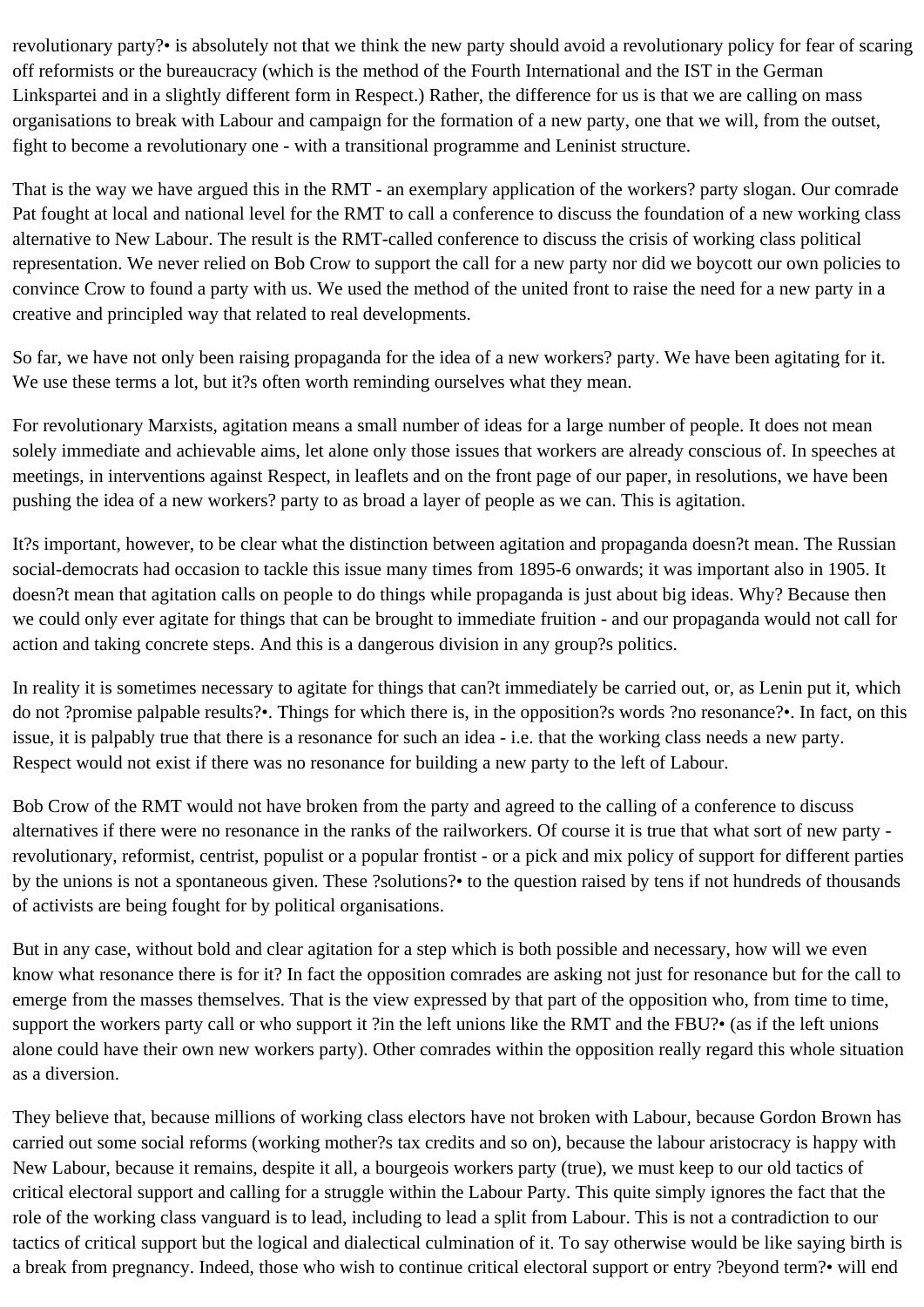revolutionary party?• is absolutely not that we think the new party should avoid a revolutionary policy for fear of scaring off reformists or the bureaucracy (which is the method of the Fourth International and the IST in the German Linkspartei and in a slightly different form in Respect.) Rather, the difference for us is that we are calling on mass organisations to break with Labour and campaign for the formation of a new party, one that we will, from the outset, fight to become a revolutionary one - with a transitional programme and Leninist structure.

That is the way we have argued this in the RMT - an exemplary application of the workers? party slogan. Our comrade Pat fought at local and national level for the RMT to call a conference to discuss the foundation of a new working class alternative to New Labour. The result is the RMT-called conference to discuss the crisis of working class political representation. We never relied on Bob Crow to support the call for a new party nor did we boycott our own policies to convince Crow to found a party with us. We used the method of the united front to raise the need for a new party in a creative and principled way that related to real developments.

So far, we have not only been raising propaganda for the idea of a new workers? party. We have been agitating for it. We use these terms a lot, but it?s often worth reminding ourselves what they mean.

For revolutionary Marxists, agitation means a small number of ideas for a large number of people. It does not mean solely immediate and achievable aims, let alone only those issues that workers are already conscious of. In speeches at meetings, in interventions against Respect, in leaflets and on the front page of our paper, in resolutions, we have been pushing the idea of a new workers? party to as broad a layer of people as we can. This is agitation.

It?s important, however, to be clear what the distinction between agitation and propaganda doesn?t mean. The Russian social-democrats had occasion to tackle this issue many times from 1895-6 onwards; it was important also in 1905. It doesn?t mean that agitation calls on people to do things while propaganda is just about big ideas. Why? Because then we could only ever agitate for things that can be brought to immediate fruition - and our propaganda would not call for action and taking concrete steps. And this is a dangerous division in any group?s politics.

In reality it is sometimes necessary to agitate for things that can?t immediately be carried out, or, as Lenin put it, which do not ?promise palpable results?•. Things for which there is, in the opposition?s words ?no resonance?•. In fact, on this issue, it is palpably true that there is a resonance for such an idea - i.e. that the working class needs a new party. Respect would not exist if there was no resonance for building a new party to the left of Labour.

Bob Crow of the RMT would not have broken from the party and agreed to the calling of a conference to discuss alternatives if there were no resonance in the ranks of the railworkers. Of course it is true that what sort of new party - revolutionary, reformist, centrist, populist or a popular frontist - or a pick and mix policy of support for different parties by the unions is not a spontaneous given. These ?solutions?• to the question raised by tens if not hundreds of thousands of activists are being fought for by political organisations.

But in any case, without bold and clear agitation for a step which is both possible and necessary, how will we even know what resonance there is for it? In fact the opposition comrades are asking not just for resonance but for the call to emerge from the masses themselves. That is the view expressed by that part of the opposition who, from time to time, support the workers party call or who support it ?in the left unions like the RMT and the FBU?• (as if the left unions alone could have their own new workers party). Other comrades within the opposition really regard this whole situation as a diversion.

They believe that, because millions of working class electors have not broken with Labour, because Gordon Brown has carried out some social reforms (working mother?s tax credits and so on), because the labour aristocracy is happy with New Labour, because it remains, despite it all, a bourgeois workers party (true), we must keep to our old tactics of critical electoral support and calling for a struggle within the Labour Party. This quite simply ignores the fact that the role of the working class vanguard is to lead, including to lead a split from Labour. This is not a contradiction to our tactics of critical support but the logical and dialectical culmination of it. To say otherwise would be like saying birth is a break from pregnancy. Indeed, those who wish to continue critical electoral support or entry ?beyond term?• will end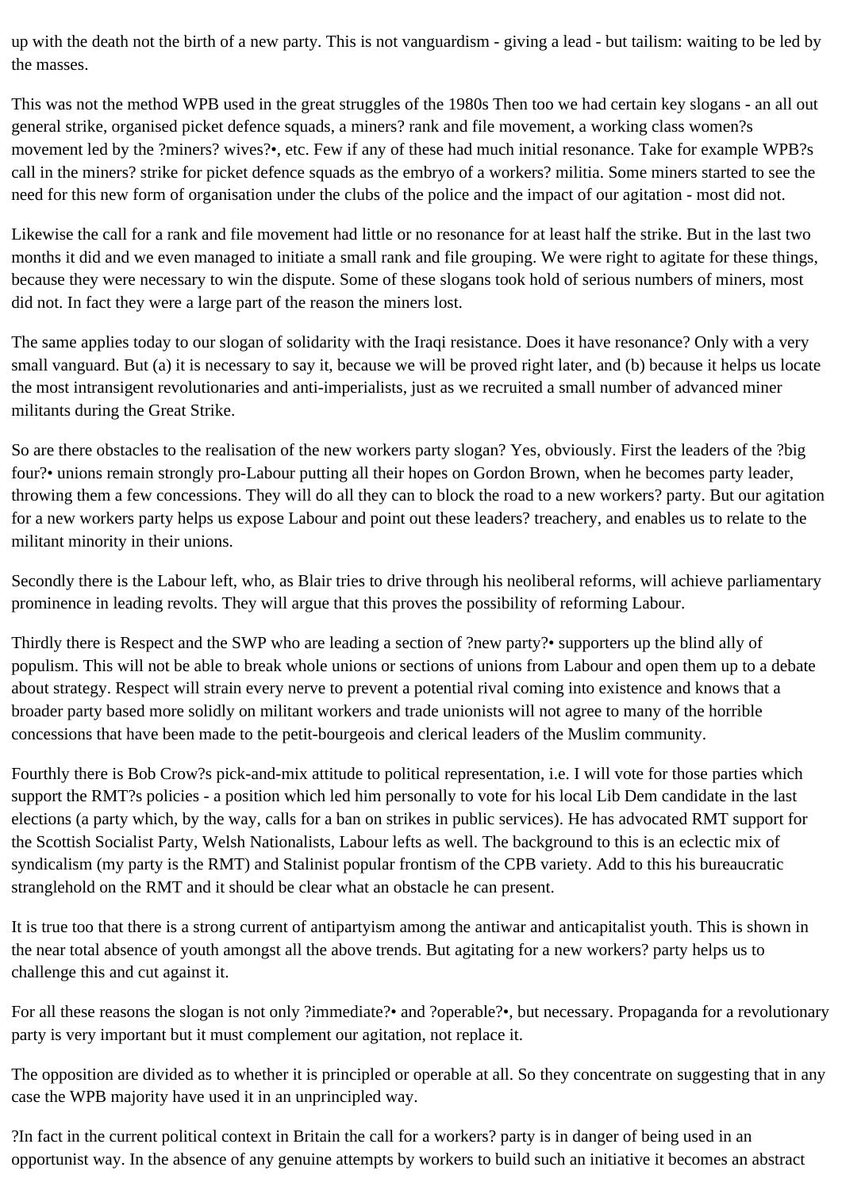up with the death not the birth of a new party. This is not vanguardism - giving a lead - but tailism: waiting to be led by the masses.

This was not the method WPB used in the great struggles of the 1980s Then too we had certain key slogans - an all out general strike, organised picket defence squads, a miners? rank and file movement, a working class women?s movement led by the ?miners? wives?•, etc. Few if any of these had much initial resonance. Take for example WPB?s call in the miners? strike for picket defence squads as the embryo of a workers? militia. Some miners started to see the need for this new form of organisation under the clubs of the police and the impact of our agitation - most did not.

Likewise the call for a rank and file movement had little or no resonance for at least half the strike. But in the last two months it did and we even managed to initiate a small rank and file grouping. We were right to agitate for these things, because they were necessary to win the dispute. Some of these slogans took hold of serious numbers of miners, most did not. In fact they were a large part of the reason the miners lost.

The same applies today to our slogan of solidarity with the Iraqi resistance. Does it have resonance? Only with a very small vanguard. But (a) it is necessary to say it, because we will be proved right later, and (b) because it helps us locate the most intransigent revolutionaries and anti-imperialists, just as we recruited a small number of advanced miner militants during the Great Strike.

So are there obstacles to the realisation of the new workers party slogan? Yes, obviously. First the leaders of the ?big four?• unions remain strongly pro-Labour putting all their hopes on Gordon Brown, when he becomes party leader, throwing them a few concessions. They will do all they can to block the road to a new workers? party. But our agitation for a new workers party helps us expose Labour and point out these leaders? treachery, and enables us to relate to the militant minority in their unions.

Secondly there is the Labour left, who, as Blair tries to drive through his neoliberal reforms, will achieve parliamentary prominence in leading revolts. They will argue that this proves the possibility of reforming Labour.

Thirdly there is Respect and the SWP who are leading a section of ?new party?• supporters up the blind ally of populism. This will not be able to break whole unions or sections of unions from Labour and open them up to a debate about strategy. Respect will strain every nerve to prevent a potential rival coming into existence and knows that a broader party based more solidly on militant workers and trade unionists will not agree to many of the horrible concessions that have been made to the petit-bourgeois and clerical leaders of the Muslim community.

Fourthly there is Bob Crow?s pick-and-mix attitude to political representation, i.e. I will vote for those parties which support the RMT?s policies - a position which led him personally to vote for his local Lib Dem candidate in the last elections (a party which, by the way, calls for a ban on strikes in public services). He has advocated RMT support for the Scottish Socialist Party, Welsh Nationalists, Labour lefts as well. The background to this is an eclectic mix of syndicalism (my party is the RMT) and Stalinist popular frontism of the CPB variety. Add to this his bureaucratic stranglehold on the RMT and it should be clear what an obstacle he can present.

It is true too that there is a strong current of antipartyism among the antiwar and anticapitalist youth. This is shown in the near total absence of youth amongst all the above trends. But agitating for a new workers? party helps us to challenge this and cut against it.

For all these reasons the slogan is not only ?immediate?• and ?operable?•, but necessary. Propaganda for a revolutionary party is very important but it must complement our agitation, not replace it.

The opposition are divided as to whether it is principled or operable at all. So they concentrate on suggesting that in any case the WPB majority have used it in an unprincipled way.

?In fact in the current political context in Britain the call for a workers? party is in danger of being used in an opportunist way. In the absence of any genuine attempts by workers to build such an initiative it becomes an abstract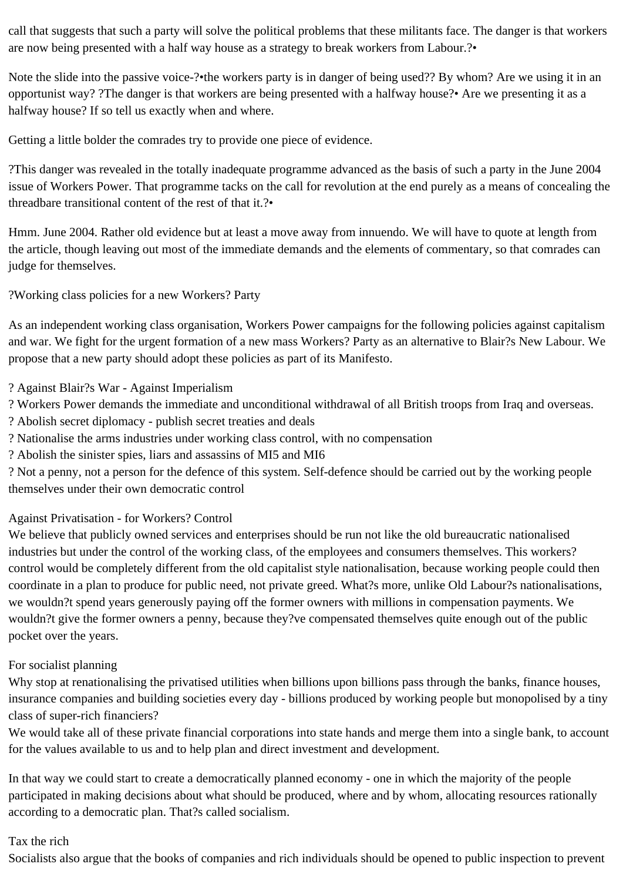call that suggests that such a party will solve the political problems that these militants face. The danger is that workers are now being presented with a half way house as a strategy to break workers from Labour.?•

Note the slide into the passive voice-?•the workers party is in danger of being used?? By whom? Are we using it in an opportunist way? ?The danger is that workers are being presented with a halfway house?• Are we presenting it as a halfway house? If so tell us exactly when and where.

Getting a little bolder the comrades try to provide one piece of evidence.

?This danger was revealed in the totally inadequate programme advanced as the basis of such a party in the June 2004 issue of Workers Power. That programme tacks on the call for revolution at the end purely as a means of concealing the threadbare transitional content of the rest of that it.?•

Hmm. June 2004. Rather old evidence but at least a move away from innuendo. We will have to quote at length from the article, though leaving out most of the immediate demands and the elements of commentary, so that comrades can judge for themselves.

?Working class policies for a new Workers? Party

As an independent working class organisation, Workers Power campaigns for the following policies against capitalism and war. We fight for the urgent formation of a new mass Workers? Party as an alternative to Blair?s New Labour. We propose that a new party should adopt these policies as part of its Manifesto.

? Against Blair?s War - Against Imperialism
? Workers Power demands the immediate and unconditional withdrawal of all British troops from Iraq and overseas.
? Abolish secret diplomacy - publish secret treaties and deals
? Nationalise the arms industries under working class control, with no compensation
? Abolish the sinister spies, liars and assassins of MI5 and MI6
? Not a penny, not a person for the defence of this system. Self-defence should be carried out by the working people themselves under their own democratic control

Against Privatisation - for Workers? Control
We believe that publicly owned services and enterprises should be run not like the old bureaucratic nationalised industries but under the control of the working class, of the employees and consumers themselves. This workers? control would be completely different from the old capitalist style nationalisation, because working people could then coordinate in a plan to produce for public need, not private greed. What?s more, unlike Old Labour?s nationalisations, we wouldn?t spend years generously paying off the former owners with millions in compensation payments. We wouldn?t give the former owners a penny, because they?ve compensated themselves quite enough out of the public pocket over the years.

For socialist planning
Why stop at renationalising the privatised utilities when billions upon billions pass through the banks, finance houses, insurance companies and building societies every day - billions produced by working people but monopolised by a tiny class of super-rich financiers?
We would take all of these private financial corporations into state hands and merge them into a single bank, to account for the values available to us and to help plan and direct investment and development.

In that way we could start to create a democratically planned economy - one in which the majority of the people participated in making decisions about what should be produced, where and by whom, allocating resources rationally according to a democratic plan. That?s called socialism.

Tax the rich
Socialists also argue that the books of companies and rich individuals should be opened to public inspection to prevent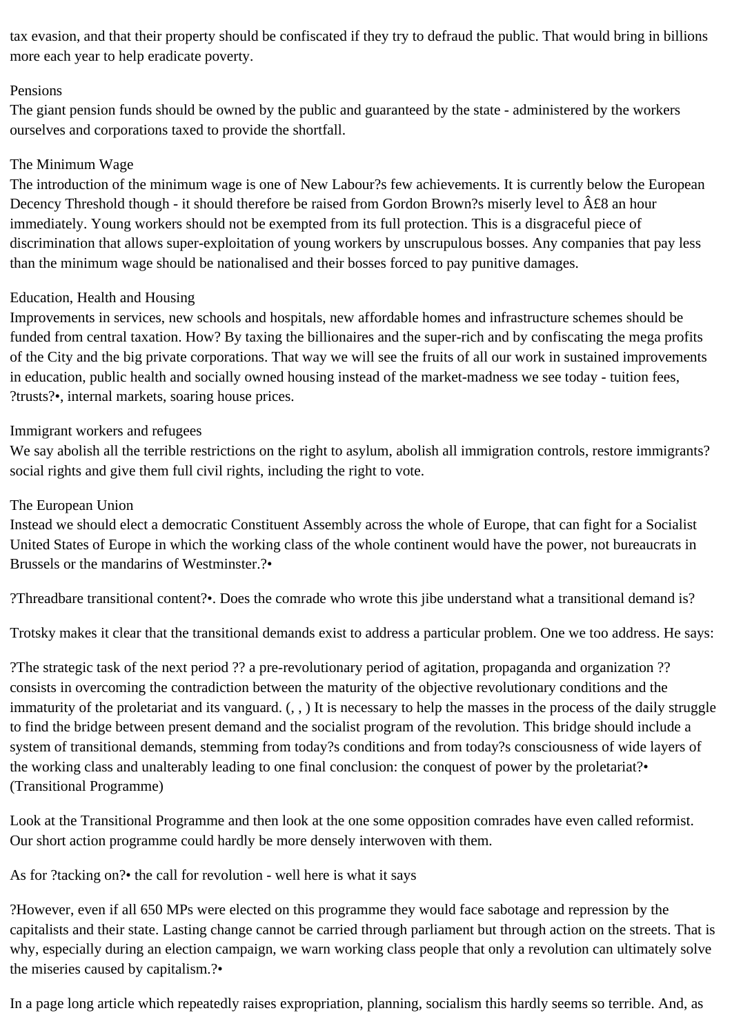tax evasion, and that their property should be confiscated if they try to defraud the public. That would bring in billions more each year to help eradicate poverty.

Pensions
The giant pension funds should be owned by the public and guaranteed by the state - administered by the workers ourselves and corporations taxed to provide the shortfall.

The Minimum Wage
The introduction of the minimum wage is one of New Labour?s few achievements. It is currently below the European Decency Threshold though - it should therefore be raised from Gordon Brown?s miserly level to Â£8 an hour immediately. Young workers should not be exempted from its full protection. This is a disgraceful piece of discrimination that allows super-exploitation of young workers by unscrupulous bosses. Any companies that pay less than the minimum wage should be nationalised and their bosses forced to pay punitive damages.

Education, Health and Housing
Improvements in services, new schools and hospitals, new affordable homes and infrastructure schemes should be funded from central taxation. How? By taxing the billionaires and the super-rich and by confiscating the mega profits of the City and the big private corporations. That way we will see the fruits of all our work in sustained improvements in education, public health and socially owned housing instead of the market-madness we see today - tuition fees, ?trusts?•, internal markets, soaring house prices.

Immigrant workers and refugees
We say abolish all the terrible restrictions on the right to asylum, abolish all immigration controls, restore immigrants? social rights and give them full civil rights, including the right to vote.

The European Union
Instead we should elect a democratic Constituent Assembly across the whole of Europe, that can fight for a Socialist United States of Europe in which the working class of the whole continent would have the power, not bureaucrats in Brussels or the mandarins of Westminster.?•

?Threadbare transitional content?•. Does the comrade who wrote this jibe understand what a transitional demand is?

Trotsky makes it clear that the transitional demands exist to address a particular problem. One we too address. He says:

?The strategic task of the next period ?? a pre-revolutionary period of agitation, propaganda and organization ?? consists in overcoming the contradiction between the maturity of the objective revolutionary conditions and the immaturity of the proletariat and its vanguard. (, , ) It is necessary to help the masses in the process of the daily struggle to find the bridge between present demand and the socialist program of the revolution. This bridge should include a system of transitional demands, stemming from today?s conditions and from today?s consciousness of wide layers of the working class and unalterably leading to one final conclusion: the conquest of power by the proletariat?• (Transitional Programme)

Look at the Transitional Programme and then look at the one some opposition comrades have even called reformist. Our short action programme could hardly be more densely interwoven with them.

As for ?tacking on?• the call for revolution - well here is what it says

?However, even if all 650 MPs were elected on this programme they would face sabotage and repression by the capitalists and their state. Lasting change cannot be carried through parliament but through action on the streets. That is why, especially during an election campaign, we warn working class people that only a revolution can ultimately solve the miseries caused by capitalism.?•

In a page long article which repeatedly raises expropriation, planning, socialism this hardly seems so terrible. And, as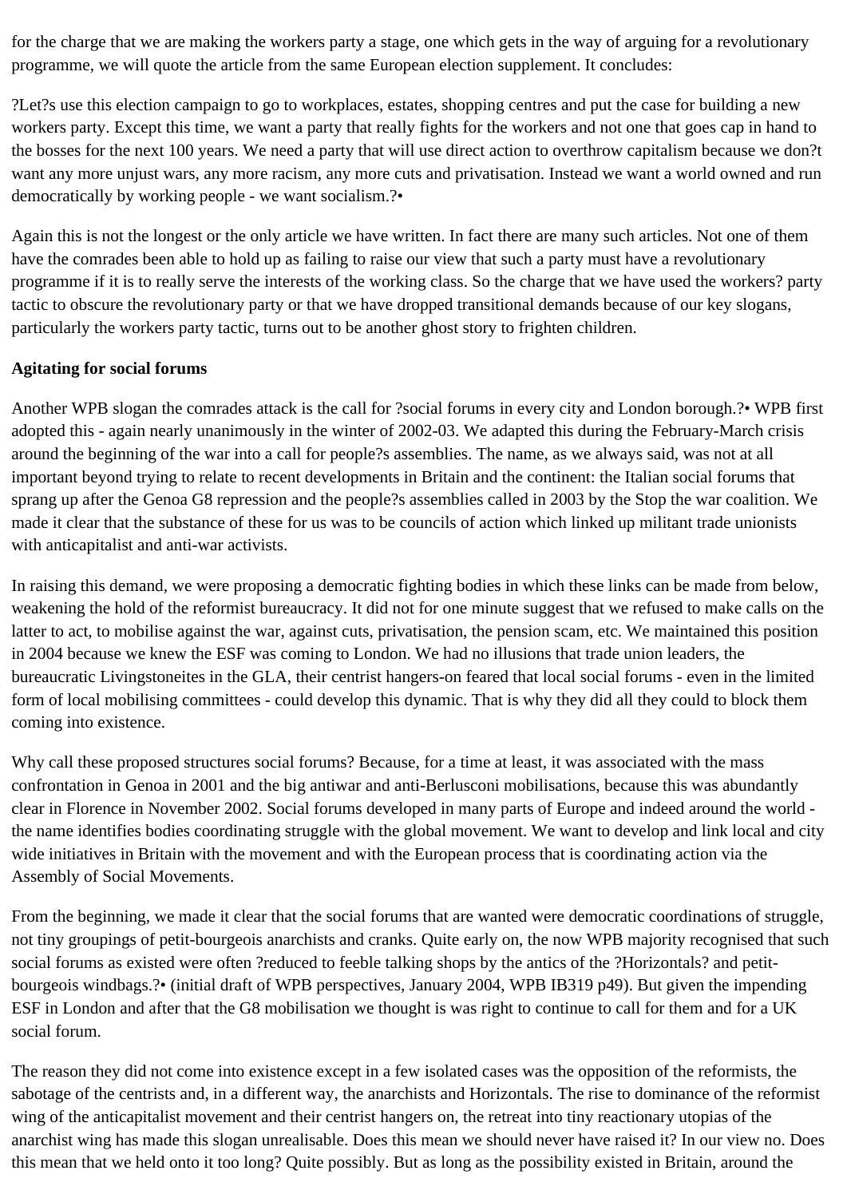for the charge that we are making the workers party a stage, one which gets in the way of arguing for a revolutionary programme, we will quote the article from the same European election supplement. It concludes:

?Let?s use this election campaign to go to workplaces, estates, shopping centres and put the case for building a new workers party. Except this time, we want a party that really fights for the workers and not one that goes cap in hand to the bosses for the next 100 years. We need a party that will use direct action to overthrow capitalism because we don?t want any more unjust wars, any more racism, any more cuts and privatisation. Instead we want a world owned and run democratically by working people - we want socialism.?•

Again this is not the longest or the only article we have written. In fact there are many such articles. Not one of them have the comrades been able to hold up as failing to raise our view that such a party must have a revolutionary programme if it is to really serve the interests of the working class. So the charge that we have used the workers? party tactic to obscure the revolutionary party or that we have dropped transitional demands because of our key slogans, particularly the workers party tactic, turns out to be another ghost story to frighten children.

**Agitating for social forums**

Another WPB slogan the comrades attack is the call for ?social forums in every city and London borough.?• WPB first adopted this - again nearly unanimously in the winter of 2002-03. We adapted this during the February-March crisis around the beginning of the war into a call for people?s assemblies. The name, as we always said, was not at all important beyond trying to relate to recent developments in Britain and the continent: the Italian social forums that sprang up after the Genoa G8 repression and the people?s assemblies called in 2003 by the Stop the war coalition. We made it clear that the substance of these for us was to be councils of action which linked up militant trade unionists with anticapitalist and anti-war activists.

In raising this demand, we were proposing a democratic fighting bodies in which these links can be made from below, weakening the hold of the reformist bureaucracy. It did not for one minute suggest that we refused to make calls on the latter to act, to mobilise against the war, against cuts, privatisation, the pension scam, etc. We maintained this position in 2004 because we knew the ESF was coming to London. We had no illusions that trade union leaders, the bureaucratic Livingstoneites in the GLA, their centrist hangers-on feared that local social forums - even in the limited form of local mobilising committees - could develop this dynamic. That is why they did all they could to block them coming into existence.

Why call these proposed structures social forums? Because, for a time at least, it was associated with the mass confrontation in Genoa in 2001 and the big antiwar and anti-Berlusconi mobilisations, because this was abundantly clear in Florence in November 2002. Social forums developed in many parts of Europe and indeed around the world - the name identifies bodies coordinating struggle with the global movement. We want to develop and link local and city wide initiatives in Britain with the movement and with the European process that is coordinating action via the Assembly of Social Movements.

From the beginning, we made it clear that the social forums that are wanted were democratic coordinations of struggle, not tiny groupings of petit-bourgeois anarchists and cranks. Quite early on, the now WPB majority recognised that such social forums as existed were often ?reduced to feeble talking shops by the antics of the ?Horizontals? and petit-bourgeois windbags.?• (initial draft of WPB perspectives, January 2004, WPB IB319 p49). But given the impending ESF in London and after that the G8 mobilisation we thought is was right to continue to call for them and for a UK social forum.

The reason they did not come into existence except in a few isolated cases was the opposition of the reformists, the sabotage of the centrists and, in a different way, the anarchists and Horizontals. The rise to dominance of the reformist wing of the anticapitalist movement and their centrist hangers on, the retreat into tiny reactionary utopias of the anarchist wing has made this slogan unrealisable. Does this mean we should never have raised it? In our view no. Does this mean that we held onto it too long? Quite possibly. But as long as the possibility existed in Britain, around the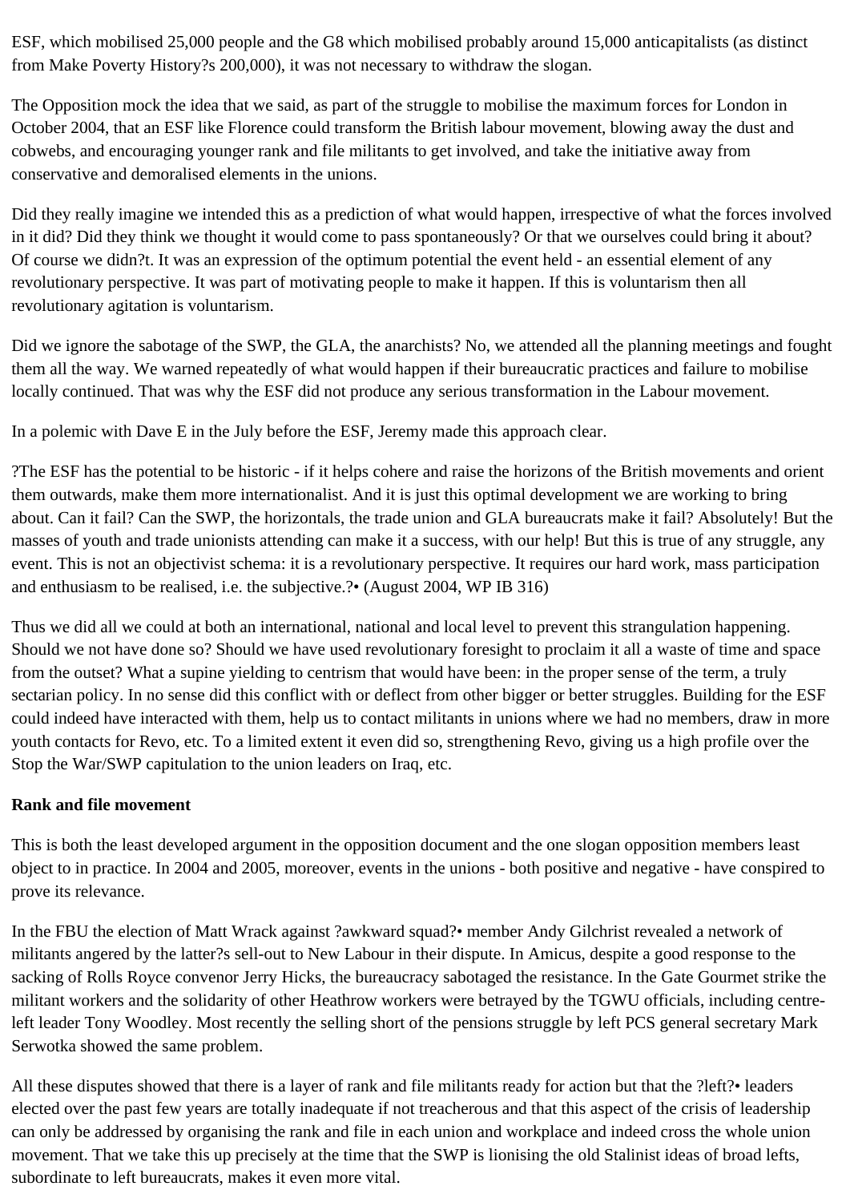ESF, which mobilised 25,000 people and the G8 which mobilised probably around 15,000 anticapitalists (as distinct from Make Poverty History?s 200,000), it was not necessary to withdraw the slogan.

The Opposition mock the idea that we said, as part of the struggle to mobilise the maximum forces for London in October 2004, that an ESF like Florence could transform the British labour movement, blowing away the dust and cobwebs, and encouraging younger rank and file militants to get involved, and take the initiative away from conservative and demoralised elements in the unions.

Did they really imagine we intended this as a prediction of what would happen, irrespective of what the forces involved in it did? Did they think we thought it would come to pass spontaneously? Or that we ourselves could bring it about? Of course we didn?t. It was an expression of the optimum potential the event held - an essential element of any revolutionary perspective. It was part of motivating people to make it happen. If this is voluntarism then all revolutionary agitation is voluntarism.

Did we ignore the sabotage of the SWP, the GLA, the anarchists? No, we attended all the planning meetings and fought them all the way. We warned repeatedly of what would happen if their bureaucratic practices and failure to mobilise locally continued. That was why the ESF did not produce any serious transformation in the Labour movement.

In a polemic with Dave E in the July before the ESF, Jeremy made this approach clear.

?The ESF has the potential to be historic - if it helps cohere and raise the horizons of the British movements and orient them outwards, make them more internationalist. And it is just this optimal development we are working to bring about. Can it fail? Can the SWP, the horizontals, the trade union and GLA bureaucrats make it fail? Absolutely! But the masses of youth and trade unionists attending can make it a success, with our help! But this is true of any struggle, any event. This is not an objectivist schema: it is a revolutionary perspective. It requires our hard work, mass participation and enthusiasm to be realised, i.e. the subjective.?• (August 2004, WP IB 316)

Thus we did all we could at both an international, national and local level to prevent this strangulation happening. Should we not have done so? Should we have used revolutionary foresight to proclaim it all a waste of time and space from the outset? What a supine yielding to centrism that would have been: in the proper sense of the term, a truly sectarian policy. In no sense did this conflict with or deflect from other bigger or better struggles. Building for the ESF could indeed have interacted with them, help us to contact militants in unions where we had no members, draw in more youth contacts for Revo, etc. To a limited extent it even did so, strengthening Revo, giving us a high profile over the Stop the War/SWP capitulation to the union leaders on Iraq, etc.

**Rank and file movement**

This is both the least developed argument in the opposition document and the one slogan opposition members least object to in practice. In 2004 and 2005, moreover, events in the unions - both positive and negative - have conspired to prove its relevance.

In the FBU the election of Matt Wrack against ?awkward squad?• member Andy Gilchrist revealed a network of militants angered by the latter?s sell-out to New Labour in their dispute. In Amicus, despite a good response to the sacking of Rolls Royce convenor Jerry Hicks, the bureaucracy sabotaged the resistance. In the Gate Gourmet strike the militant workers and the solidarity of other Heathrow workers were betrayed by the TGWU officials, including centre-left leader Tony Woodley. Most recently the selling short of the pensions struggle by left PCS general secretary Mark Serwotka showed the same problem.

All these disputes showed that there is a layer of rank and file militants ready for action but that the ?left?• leaders elected over the past few years are totally inadequate if not treacherous and that this aspect of the crisis of leadership can only be addressed by organising the rank and file in each union and workplace and indeed cross the whole union movement. That we take this up precisely at the time that the SWP is lionising the old Stalinist ideas of broad lefts, subordinate to left bureaucrats, makes it even more vital.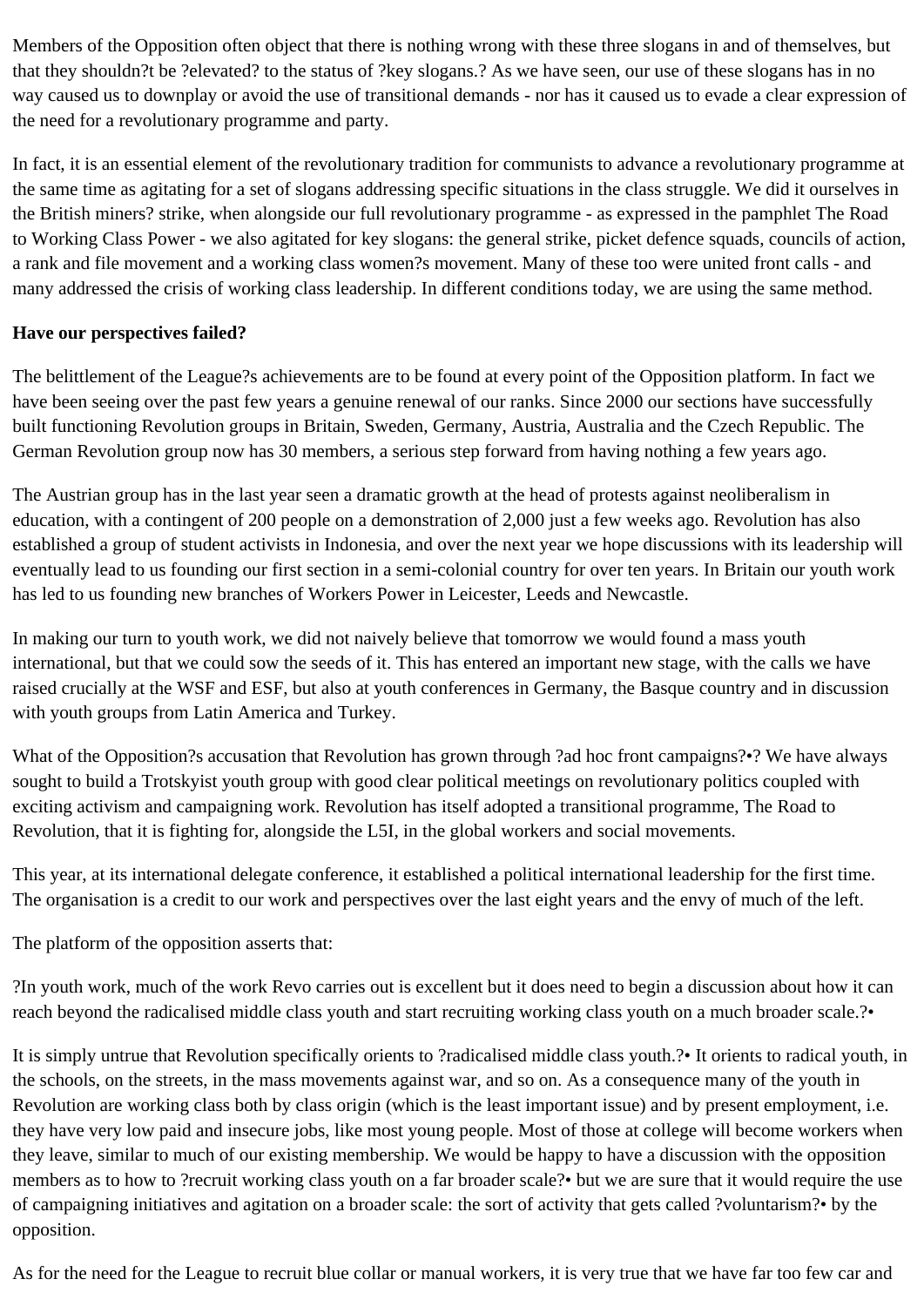Members of the Opposition often object that there is nothing wrong with these three slogans in and of themselves, but that they shouldn?t be ?elevated? to the status of ?key slogans.? As we have seen, our use of these slogans has in no way caused us to downplay or avoid the use of transitional demands - nor has it caused us to evade a clear expression of the need for a revolutionary programme and party.

In fact, it is an essential element of the revolutionary tradition for communists to advance a revolutionary programme at the same time as agitating for a set of slogans addressing specific situations in the class struggle. We did it ourselves in the British miners? strike, when alongside our full revolutionary programme - as expressed in the pamphlet The Road to Working Class Power - we also agitated for key slogans: the general strike, picket defence squads, councils of action, a rank and file movement and a working class women?s movement. Many of these too were united front calls - and many addressed the crisis of working class leadership. In different conditions today, we are using the same method.

**Have our perspectives failed?**

The belittlement of the League?s achievements are to be found at every point of the Opposition platform. In fact we have been seeing over the past few years a genuine renewal of our ranks. Since 2000 our sections have successfully built functioning Revolution groups in Britain, Sweden, Germany, Austria, Australia and the Czech Republic. The German Revolution group now has 30 members, a serious step forward from having nothing a few years ago.

The Austrian group has in the last year seen a dramatic growth at the head of protests against neoliberalism in education, with a contingent of 200 people on a demonstration of 2,000 just a few weeks ago. Revolution has also established a group of student activists in Indonesia, and over the next year we hope discussions with its leadership will eventually lead to us founding our first section in a semi-colonial country for over ten years. In Britain our youth work has led to us founding new branches of Workers Power in Leicester, Leeds and Newcastle.

In making our turn to youth work, we did not naively believe that tomorrow we would found a mass youth international, but that we could sow the seeds of it. This has entered an important new stage, with the calls we have raised crucially at the WSF and ESF, but also at youth conferences in Germany, the Basque country and in discussion with youth groups from Latin America and Turkey.

What of the Opposition?s accusation that Revolution has grown through ?ad hoc front campaigns?•? We have always sought to build a Trotskyist youth group with good clear political meetings on revolutionary politics coupled with exciting activism and campaigning work. Revolution has itself adopted a transitional programme, The Road to Revolution, that it is fighting for, alongside the L5I, in the global workers and social movements.

This year, at its international delegate conference, it established a political international leadership for the first time. The organisation is a credit to our work and perspectives over the last eight years and the envy of much of the left.

The platform of the opposition asserts that:

?In youth work, much of the work Revo carries out is excellent but it does need to begin a discussion about how it can reach beyond the radicalised middle class youth and start recruiting working class youth on a much broader scale.?•

It is simply untrue that Revolution specifically orients to ?radicalised middle class youth.?• It orients to radical youth, in the schools, on the streets, in the mass movements against war, and so on. As a consequence many of the youth in Revolution are working class both by class origin (which is the least important issue) and by present employment, i.e. they have very low paid and insecure jobs, like most young people. Most of those at college will become workers when they leave, similar to much of our existing membership. We would be happy to have a discussion with the opposition members as to how to ?recruit working class youth on a far broader scale?• but we are sure that it would require the use of campaigning initiatives and agitation on a broader scale: the sort of activity that gets called ?voluntarism?• by the opposition.

As for the need for the League to recruit blue collar or manual workers, it is very true that we have far too few car and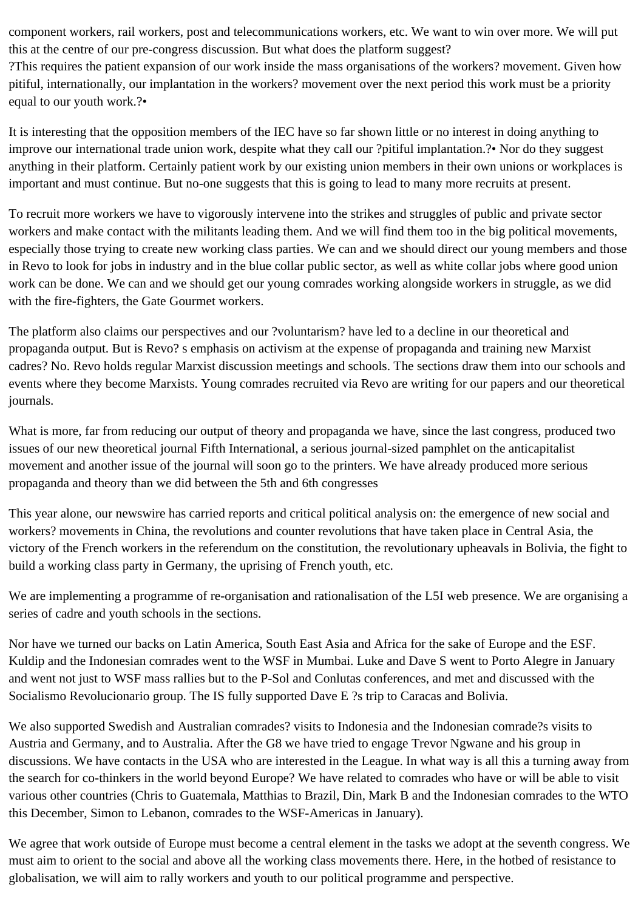component workers, rail workers, post and telecommunications workers, etc. We want to win over more. We will put this at the centre of our pre-congress discussion. But what does the platform suggest?
?This requires the patient expansion of our work inside the mass organisations of the workers? movement. Given how pitiful, internationally, our implantation in the workers? movement over the next period this work must be a priority equal to our youth work.?•

It is interesting that the opposition members of the IEC have so far shown little or no interest in doing anything to improve our international trade union work, despite what they call our ?pitiful implantation.?• Nor do they suggest anything in their platform. Certainly patient work by our existing union members in their own unions or workplaces is important and must continue. But no-one suggests that this is going to lead to many more recruits at present.

To recruit more workers we have to vigorously intervene into the strikes and struggles of public and private sector workers and make contact with the militants leading them. And we will find them too in the big political movements, especially those trying to create new working class parties. We can and we should direct our young members and those in Revo to look for jobs in industry and in the blue collar public sector, as well as white collar jobs where good union work can be done. We can and we should get our young comrades working alongside workers in struggle, as we did with the fire-fighters, the Gate Gourmet workers.

The platform also claims our perspectives and our ?voluntarism? have led to a decline in our theoretical and propaganda output. But is Revo? s emphasis on activism at the expense of propaganda and training new Marxist cadres? No. Revo holds regular Marxist discussion meetings and schools. The sections draw them into our schools and events where they become Marxists. Young comrades recruited via Revo are writing for our papers and our theoretical journals.

What is more, far from reducing our output of theory and propaganda we have, since the last congress, produced two issues of our new theoretical journal Fifth International, a serious journal-sized pamphlet on the anticapitalist movement and another issue of the journal will soon go to the printers. We have already produced more serious propaganda and theory than we did between the 5th and 6th congresses

This year alone, our newswire has carried reports and critical political analysis on: the emergence of new social and workers? movements in China, the revolutions and counter revolutions that have taken place in Central Asia, the victory of the French workers in the referendum on the constitution, the revolutionary upheavals in Bolivia, the fight to build a working class party in Germany, the uprising of French youth, etc.

We are implementing a programme of re-organisation and rationalisation of the L5I web presence. We are organising a series of cadre and youth schools in the sections.

Nor have we turned our backs on Latin America, South East Asia and Africa for the sake of Europe and the ESF. Kuldip and the Indonesian comrades went to the WSF in Mumbai. Luke and Dave S went to Porto Alegre in January and went not just to WSF mass rallies but to the P-Sol and Conlutas conferences, and met and discussed with the Socialismo Revolucionario group. The IS fully supported Dave E ?s trip to Caracas and Bolivia.

We also supported Swedish and Australian comrades? visits to Indonesia and the Indonesian comrade?s visits to Austria and Germany, and to Australia. After the G8 we have tried to engage Trevor Ngwane and his group in discussions. We have contacts in the USA who are interested in the League. In what way is all this a turning away from the search for co-thinkers in the world beyond Europe? We have related to comrades who have or will be able to visit various other countries (Chris to Guatemala, Matthias to Brazil, Din, Mark B and the Indonesian comrades to the WTO this December, Simon to Lebanon, comrades to the WSF-Americas in January).

We agree that work outside of Europe must become a central element in the tasks we adopt at the seventh congress. We must aim to orient to the social and above all the working class movements there. Here, in the hotbed of resistance to globalisation, we will aim to rally workers and youth to our political programme and perspective.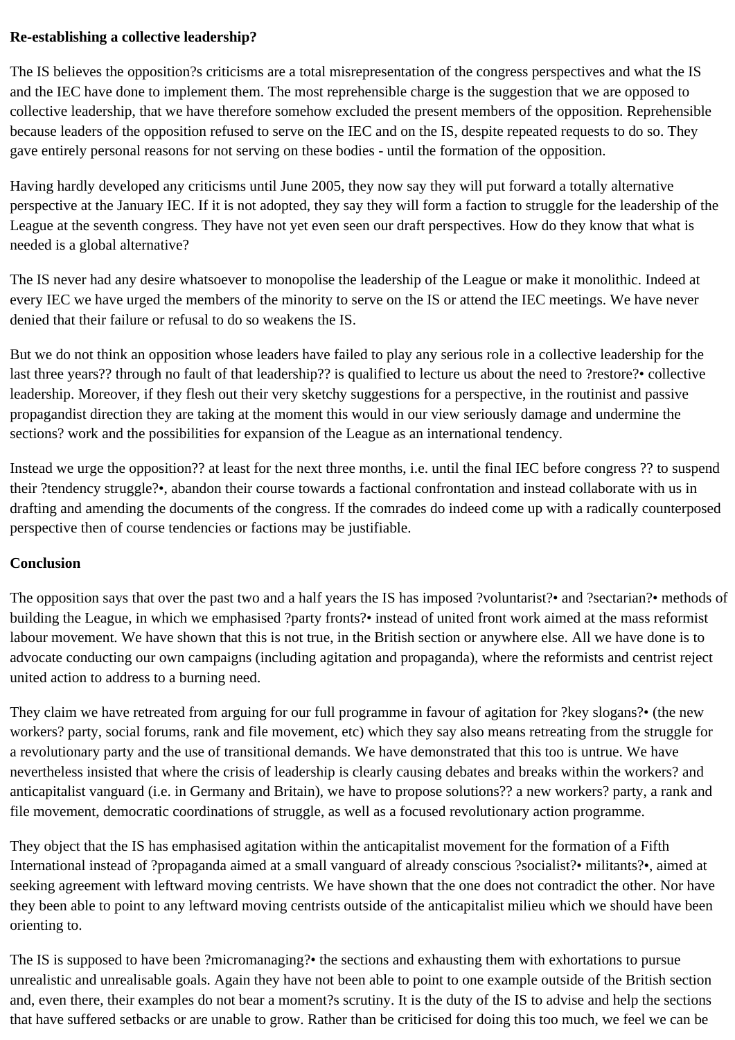**Re-establishing a collective leadership?**

The IS believes the opposition?s criticisms are a total misrepresentation of the congress perspectives and what the IS and the IEC have done to implement them. The most reprehensible charge is the suggestion that we are opposed to collective leadership, that we have therefore somehow excluded the present members of the opposition. Reprehensible because leaders of the opposition refused to serve on the IEC and on the IS, despite repeated requests to do so. They gave entirely personal reasons for not serving on these bodies - until the formation of the opposition.

Having hardly developed any criticisms until June 2005, they now say they will put forward a totally alternative perspective at the January IEC. If it is not adopted, they say they will form a faction to struggle for the leadership of the League at the seventh congress. They have not yet even seen our draft perspectives. How do they know that what is needed is a global alternative?

The IS never had any desire whatsoever to monopolise the leadership of the League or make it monolithic. Indeed at every IEC we have urged the members of the minority to serve on the IS or attend the IEC meetings. We have never denied that their failure or refusal to do so weakens the IS.

But we do not think an opposition whose leaders have failed to play any serious role in a collective leadership for the last three years?? through no fault of that leadership?? is qualified to lecture us about the need to ?restore?• collective leadership. Moreover, if they flesh out their very sketchy suggestions for a perspective, in the routinist and passive propagandist direction they are taking at the moment this would in our view seriously damage and undermine the sections? work and the possibilities for expansion of the League as an international tendency.

Instead we urge the opposition?? at least for the next three months, i.e. until the final IEC before congress ?? to suspend their ?tendency struggle?•, abandon their course towards a factional confrontation and instead collaborate with us in drafting and amending the documents of the congress. If the comrades do indeed come up with a radically counterposed perspective then of course tendencies or factions may be justifiable.

**Conclusion**

The opposition says that over the past two and a half years the IS has imposed ?voluntarist?• and ?sectarian?• methods of building the League, in which we emphasised ?party fronts?• instead of united front work aimed at the mass reformist labour movement. We have shown that this is not true, in the British section or anywhere else. All we have done is to advocate conducting our own campaigns (including agitation and propaganda), where the reformists and centrist reject united action to address to a burning need.

They claim we have retreated from arguing for our full programme in favour of agitation for ?key slogans?• (the new workers? party, social forums, rank and file movement, etc) which they say also means retreating from the struggle for a revolutionary party and the use of transitional demands. We have demonstrated that this too is untrue. We have nevertheless insisted that where the crisis of leadership is clearly causing debates and breaks within the workers? and anticapitalist vanguard (i.e. in Germany and Britain), we have to propose solutions?? a new workers? party, a rank and file movement, democratic coordinations of struggle, as well as a focused revolutionary action programme.

They object that the IS has emphasised agitation within the anticapitalist movement for the formation of a Fifth International instead of ?propaganda aimed at a small vanguard of already conscious ?socialist?• militants?•, aimed at seeking agreement with leftward moving centrists. We have shown that the one does not contradict the other. Nor have they been able to point to any leftward moving centrists outside of the anticapitalist milieu which we should have been orienting to.

The IS is supposed to have been ?micromanaging?• the sections and exhausting them with exhortations to pursue unrealistic and unrealisable goals. Again they have not been able to point to one example outside of the British section and, even there, their examples do not bear a moment?s scrutiny. It is the duty of the IS to advise and help the sections that have suffered setbacks or are unable to grow. Rather than be criticised for doing this too much, we feel we can be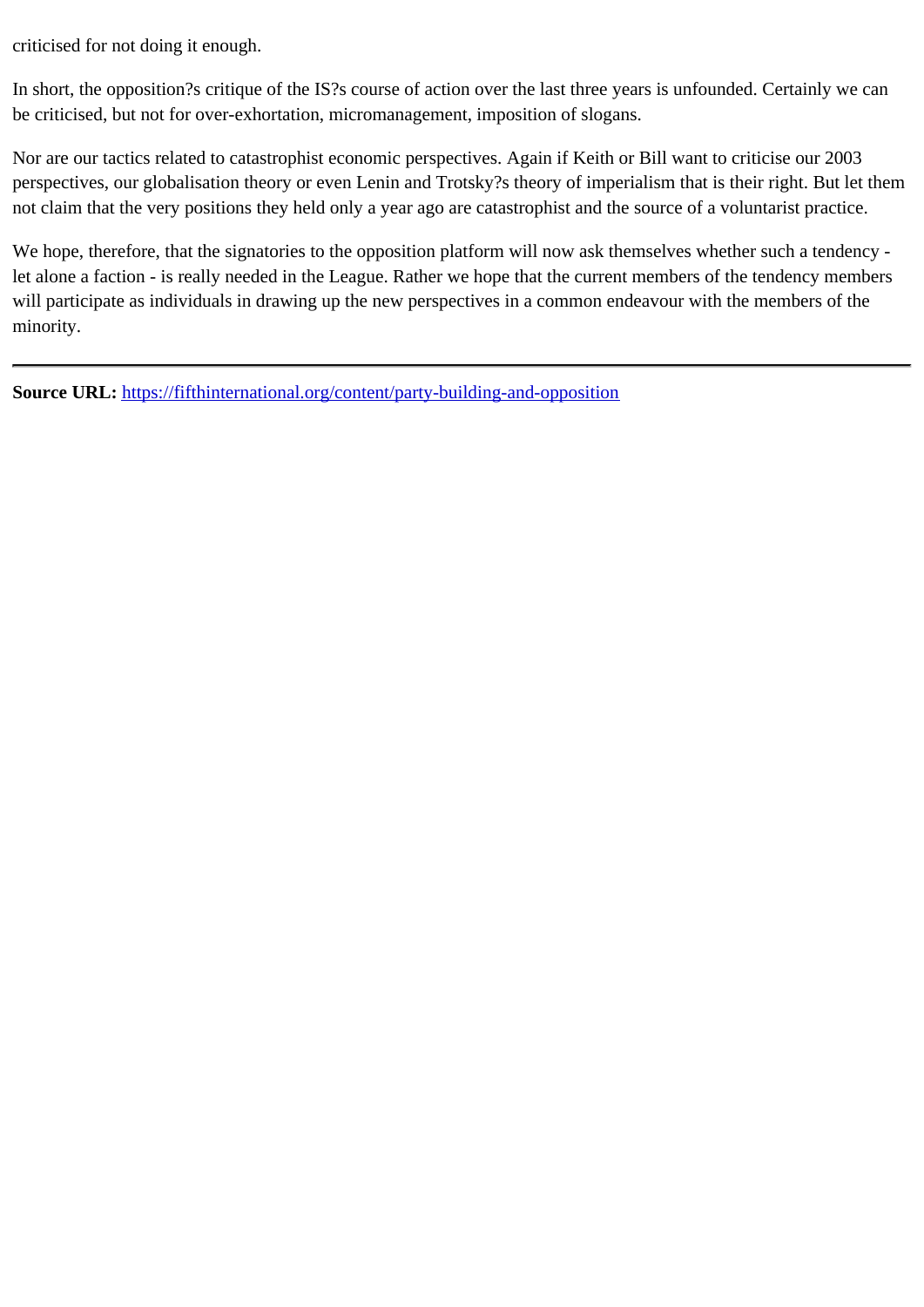criticised for not doing it enough.

In short, the opposition?s critique of the IS?s course of action over the last three years is unfounded. Certainly we can be criticised, but not for over-exhortation, micromanagement, imposition of slogans.

Nor are our tactics related to catastrophist economic perspectives. Again if Keith or Bill want to criticise our 2003 perspectives, our globalisation theory or even Lenin and Trotsky?s theory of imperialism that is their right. But let them not claim that the very positions they held only a year ago are catastrophist and the source of a voluntarist practice.

We hope, therefore, that the signatories to the opposition platform will now ask themselves whether such a tendency - let alone a faction - is really needed in the League. Rather we hope that the current members of the tendency members will participate as individuals in drawing up the new perspectives in a common endeavour with the members of the minority.

---

**Source URL:** https://fifthinternational.org/content/party-building-and-opposition